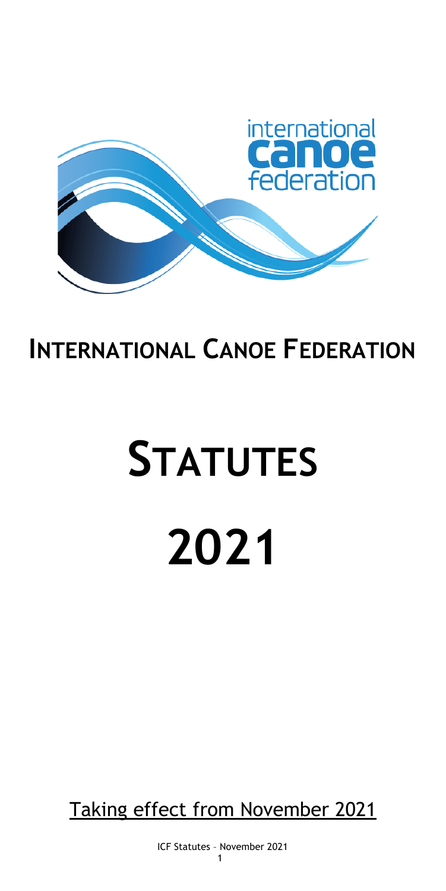# INTERNATIONAL CANOE FEDERATION

# STATUTES

# 2021

Taking effect from November 2021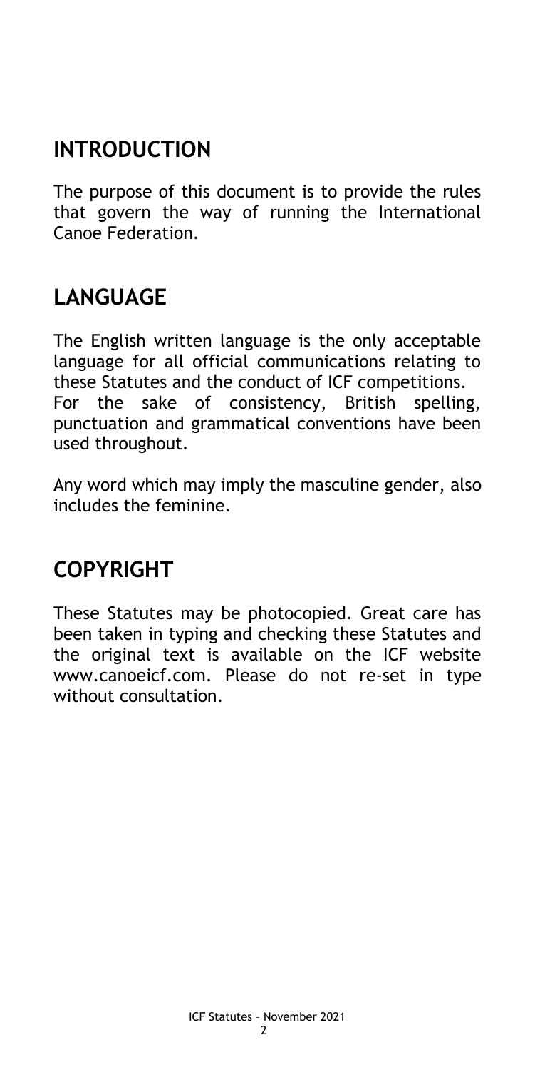## INTRODUCTION

The purpose of this document is to provide the rules that govern the way of running the International Canoe Federation.

## LANGUAGE

The English written language is the only acceptable language for all official communications relating to these Statutes and the conduct of ICF competitions.
For the sake of consistency, British spelling, punctuation and grammatical conventions have been used throughout.

Any word which may imply the masculine gender, also includes the feminine.

## COPYRIGHT

These Statutes may be photocopied. Great care has been taken in typing and checking these Statutes and the original text is available on the ICF website www.canoeicf.com. Please do not re-set in type without consultation.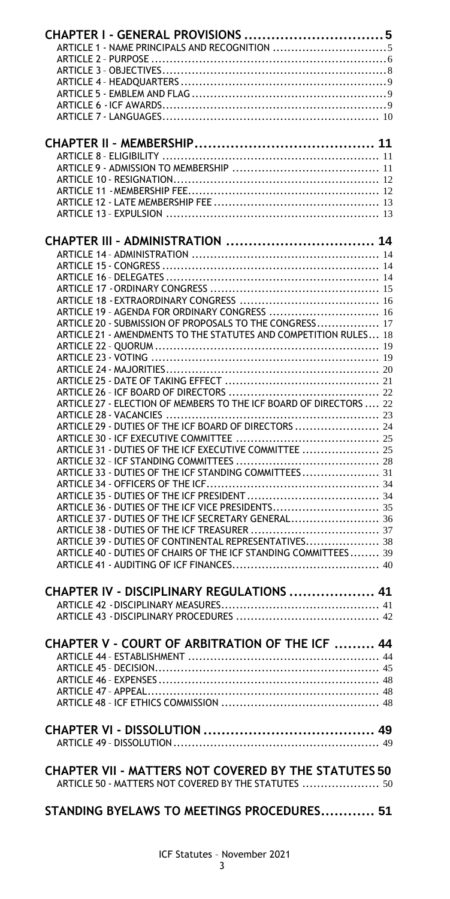**CHAPTER I - GENERAL PROVISIONS .............................. 5**

ARTICLE 1 - NAME PRINCIPALS AND RECOGNITION .............................. 5
ARTICLE 2 – PURPOSE .............................. 6
ARTICLE 3 – OBJECTIVES .............................. 8
ARTICLE 4 – HEADQUARTERS .............................. 9
ARTICLE 5 - EMBLEM AND FLAG .............................. 9
ARTICLE 6 - ICF AWARDS .............................. 9
ARTICLE 7 - LANGUAGES .............................. 10

**CHAPTER II – MEMBERSHIP .............................. 11**

ARTICLE 8 – ELIGIBILITY .............................. 11
ARTICLE 9 - ADMISSION TO MEMBERSHIP .............................. 11
ARTICLE 10 - RESIGNATION .............................. 12
ARTICLE 11 - MEMBERSHIP FEE .............................. 12
ARTICLE 12 - LATE MEMBERSHIP FEE .............................. 13
ARTICLE 13 – EXPULSION .............................. 13

**CHAPTER III – ADMINISTRATION .............................. 14**

ARTICLE 14 – ADMINISTRATION .............................. 14
ARTICLE 15 - CONGRESS .............................. 14
ARTICLE 16 – DELEGATES .............................. 14
ARTICLE 17 - ORDINARY CONGRESS .............................. 15
ARTICLE 18 - EXTRAORDINARY CONGRESS .............................. 16
ARTICLE 19 – AGENDA FOR ORDINARY CONGRESS .............................. 16
ARTICLE 20 - SUBMISSION OF PROPOSALS TO THE CONGRESS .............................. 17
ARTICLE 21 - AMENDMENTS TO THE STATUTES AND COMPETITION RULES .............................. 18
ARTICLE 22 – QUORUM .............................. 19
ARTICLE 23 - VOTING .............................. 19
ARTICLE 24 - MAJORITIES .............................. 20
ARTICLE 25 - DATE OF TAKING EFFECT .............................. 21
ARTICLE 26 – ICF BOARD OF DIRECTORS .............................. 22
ARTICLE 27 - ELECTION OF MEMBERS TO THE ICF BOARD OF DIRECTORS .............................. 22
ARTICLE 28 - VACANCIES .............................. 23
ARTICLE 29 - DUTIES OF THE ICF BOARD OF DIRECTORS .............................. 24
ARTICLE 30 - ICF EXECUTIVE COMMITTEE .............................. 25
ARTICLE 31 - DUTIES OF THE ICF EXECUTIVE COMMITTEE .............................. 25
ARTICLE 32 – ICF STANDING COMMITTEES .............................. 28
ARTICLE 33 - DUTIES OF THE ICF STANDING COMMITTEES .............................. 31
ARTICLE 34 - OFFICERS OF THE ICF .............................. 34
ARTICLE 35 - DUTIES OF THE ICF PRESIDENT .............................. 34
ARTICLE 36 - DUTIES OF THE ICF VICE PRESIDENTS .............................. 35
ARTICLE 37 - DUTIES OF THE ICF SECRETARY GENERAL .............................. 36
ARTICLE 38 - DUTIES OF THE ICF TREASURER .............................. 37
ARTICLE 39 - DUTIES OF CONTINENTAL REPRESENTATIVES .............................. 38
ARTICLE 40 - DUTIES OF CHAIRS OF THE ICF STANDING COMMITTEES .............................. 39
ARTICLE 41 - AUDITING OF ICF FINANCES .............................. 40

**CHAPTER IV - DISCIPLINARY REGULATIONS .............................. 41**

ARTICLE 42 - DISCIPLINARY MEASURES .............................. 41
ARTICLE 43 - DISCIPLINARY PROCEDURES .............................. 42

**CHAPTER V - COURT OF ARBITRATION OF THE ICF .............................. 44**

ARTICLE 44 – ESTABLISHMENT .............................. 44
ARTICLE 45 – DECISION .............................. 45
ARTICLE 46 – EXPENSES .............................. 48
ARTICLE 47 – APPEAL .............................. 48
ARTICLE 48 – ICF ETHICS COMMISSION .............................. 48

**CHAPTER VI - DISSOLUTION .............................. 49**

ARTICLE 49 – DISSOLUTION .............................. 49

**CHAPTER VII - MATTERS NOT COVERED BY THE STATUTES .............................. 50**

ARTICLE 50 - MATTERS NOT COVERED BY THE STATUTES .............................. 50

**STANDING BYELAWS TO MEETINGS PROCEDURES .............................. 51**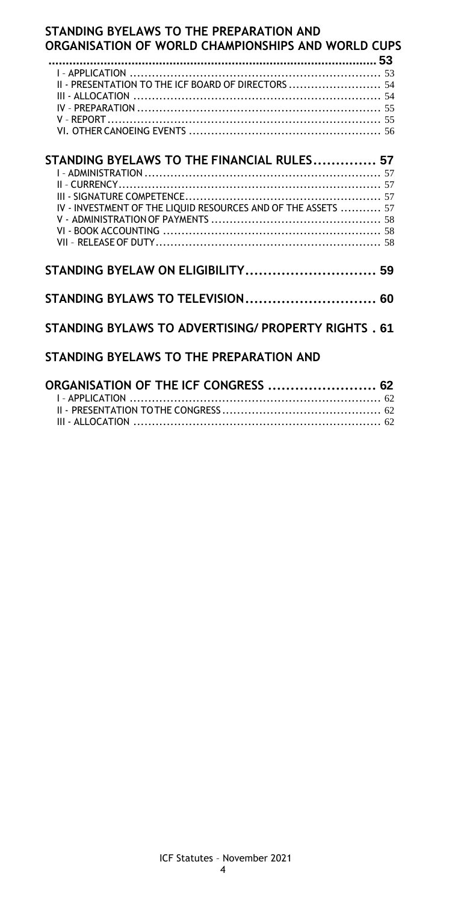**STANDING BYELAWS TO THE PREPARATION AND ORGANISATION OF WORLD CHAMPIONSHIPS AND WORLD CUPS ............................................................................................... 53**

I - APPLICATION .................................................................... 53
II - PRESENTATION TO THE ICF BOARD OF DIRECTORS ......................... 54
III - ALLOCATION .................................................................. 54
IV - PREPARATION .................................................................. 55
V - REPORT.......................................................................... 55
VI. OTHER CANOEING EVENTS .................................................... 56

**STANDING BYELAWS TO THE FINANCIAL RULES.............. 57**

I - ADMINISTRATION ................................................................ 57
II - CURRENCY....................................................................... 57
III - SIGNATURE COMPETENCE..................................................... 57
IV - INVESTMENT OF THE LIQUID RESOURCES AND OF THE ASSETS ........... 57
V - ADMINISTRATION OF PAYMENTS .............................................. 58
VI - BOOK ACCOUNTING ........................................................... 58
VII - RELEASE OF DUTY............................................................. 58

**STANDING BYELAW ON ELIGIBILITY............................ 59**

**STANDING BYLAWS TO TELEVISION............................. 60**

**STANDING BYLAWS TO ADVERTISING/ PROPERTY RIGHTS . 61**

**STANDING BYELAWS TO THE PREPARATION AND**

**ORGANISATION OF THE ICF CONGRESS ........................ 62**

I - APPLICATION .................................................................... 62
II - PRESENTATION TO THE CONGRESS ........................................... 62
III - ALLOCATION .................................................................. 62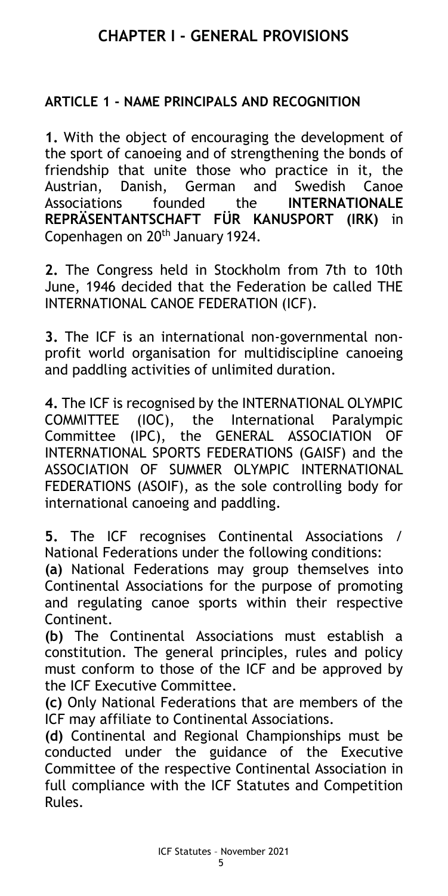# CHAPTER I - GENERAL PROVISIONS

## ARTICLE 1 - NAME PRINCIPALS AND RECOGNITION

**1.** With the object of encouraging the development of the sport of canoeing and of strengthening the bonds of friendship that unite those who practice in it, the Austrian, Danish, German and Swedish Canoe Associations founded the **INTERNATIONALE REPRÄSENTANTSCHAFT FÜR KANUSPORT (IRK)** in Copenhagen on 20th January 1924.

**2.** The Congress held in Stockholm from 7th to 10th June, 1946 decided that the Federation be called THE INTERNATIONAL CANOE FEDERATION (ICF).

**3.** The ICF is an international non-governmental non-profit world organisation for multidiscipline canoeing and paddling activities of unlimited duration.

**4.** The ICF is recognised by the INTERNATIONAL OLYMPIC COMMITTEE (IOC), the International Paralympic Committee (IPC), the GENERAL ASSOCIATION OF INTERNATIONAL SPORTS FEDERATIONS (GAISF) and the ASSOCIATION OF SUMMER OLYMPIC INTERNATIONAL FEDERATIONS (ASOIF), as the sole controlling body for international canoeing and paddling.

**5.** The ICF recognises Continental Associations / National Federations under the following conditions:

**(a)** National Federations may group themselves into Continental Associations for the purpose of promoting and regulating canoe sports within their respective Continent.

**(b)** The Continental Associations must establish a constitution. The general principles, rules and policy must conform to those of the ICF and be approved by the ICF Executive Committee.

**(c)** Only National Federations that are members of the ICF may affiliate to Continental Associations.

**(d)** Continental and Regional Championships must be conducted under the guidance of the Executive Committee of the respective Continental Association in full compliance with the ICF Statutes and Competition Rules.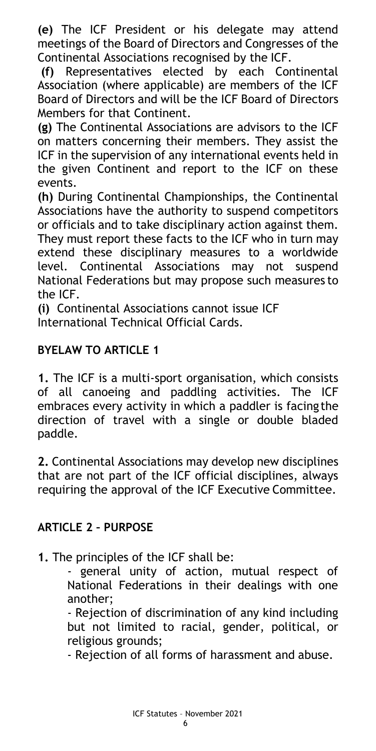**(e)** The ICF President or his delegate may attend meetings of the Board of Directors and Congresses of the Continental Associations recognised by the ICF.

**(f)** Representatives elected by each Continental Association (where applicable) are members of the ICF Board of Directors and will be the ICF Board of Directors Members for that Continent.

**(g)** The Continental Associations are advisors to the ICF on matters concerning their members. They assist the ICF in the supervision of any international events held in the given Continent and report to the ICF on these events.

**(h)** During Continental Championships, the Continental Associations have the authority to suspend competitors or officials and to take disciplinary action against them. They must report these facts to the ICF who in turn may extend these disciplinary measures to a worldwide level. Continental Associations may not suspend National Federations but may propose such measures to the ICF.

**(i)** Continental Associations cannot issue ICF International Technical Official Cards.

## BYELAW TO ARTICLE 1

**1.** The ICF is a multi-sport organisation, which consists of all canoeing and paddling activities. The ICF embraces every activity in which a paddler is facing the direction of travel with a single or double bladed paddle.

**2.** Continental Associations may develop new disciplines that are not part of the ICF official disciplines, always requiring the approval of the ICF Executive Committee.

## ARTICLE 2 – PURPOSE

**1.** The principles of the ICF shall be:

- general unity of action, mutual respect of National Federations in their dealings with one another;
- Rejection of discrimination of any kind including but not limited to racial, gender, political, or religious grounds;
- Rejection of all forms of harassment and abuse.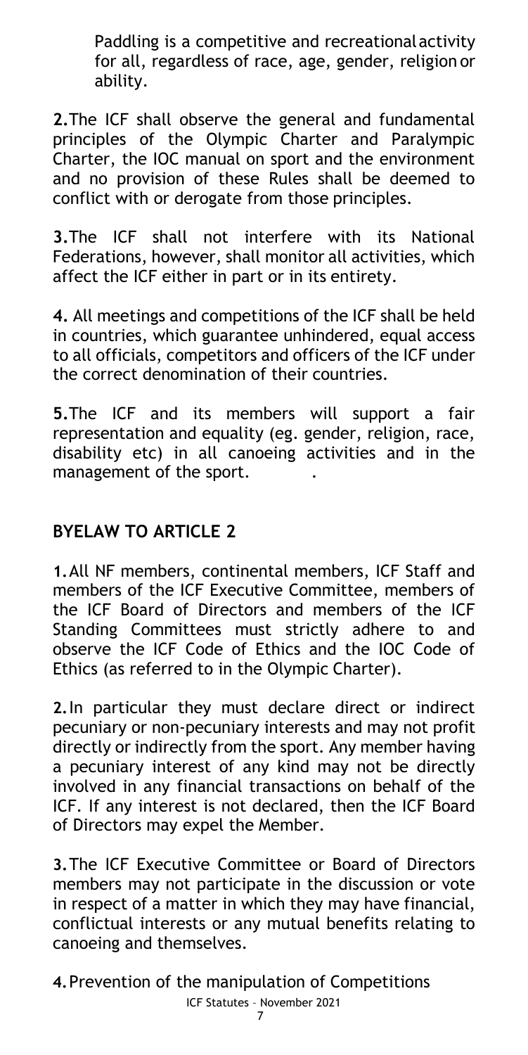Paddling is a competitive and recreational activity for all, regardless of race, age, gender, religion or ability.

**2.** The ICF shall observe the general and fundamental principles of the Olympic Charter and Paralympic Charter, the IOC manual on sport and the environment and no provision of these Rules shall be deemed to conflict with or derogate from those principles.

**3.** The ICF shall not interfere with its National Federations, however, shall monitor all activities, which affect the ICF either in part or in its entirety.

**4.** All meetings and competitions of the ICF shall be held in countries, which guarantee unhindered, equal access to all officials, competitors and officers of the ICF under the correct denomination of their countries.

**5.** The ICF and its members will support a fair representation and equality (eg. gender, religion, race, disability etc) in all canoeing activities and in the management of the sport. .

## BYELAW TO ARTICLE 2

**1.** All NF members, continental members, ICF Staff and members of the ICF Executive Committee, members of the ICF Board of Directors and members of the ICF Standing Committees must strictly adhere to and observe the ICF Code of Ethics and the IOC Code of Ethics (as referred to in the Olympic Charter).

**2.** In particular they must declare direct or indirect pecuniary or non-pecuniary interests and may not profit directly or indirectly from the sport. Any member having a pecuniary interest of any kind may not be directly involved in any financial transactions on behalf of the ICF. If any interest is not declared, then the ICF Board of Directors may expel the Member.

**3.** The ICF Executive Committee or Board of Directors members may not participate in the discussion or vote in respect of a matter in which they may have financial, conflictual interests or any mutual benefits relating to canoeing and themselves.

**4.** Prevention of the manipulation of Competitions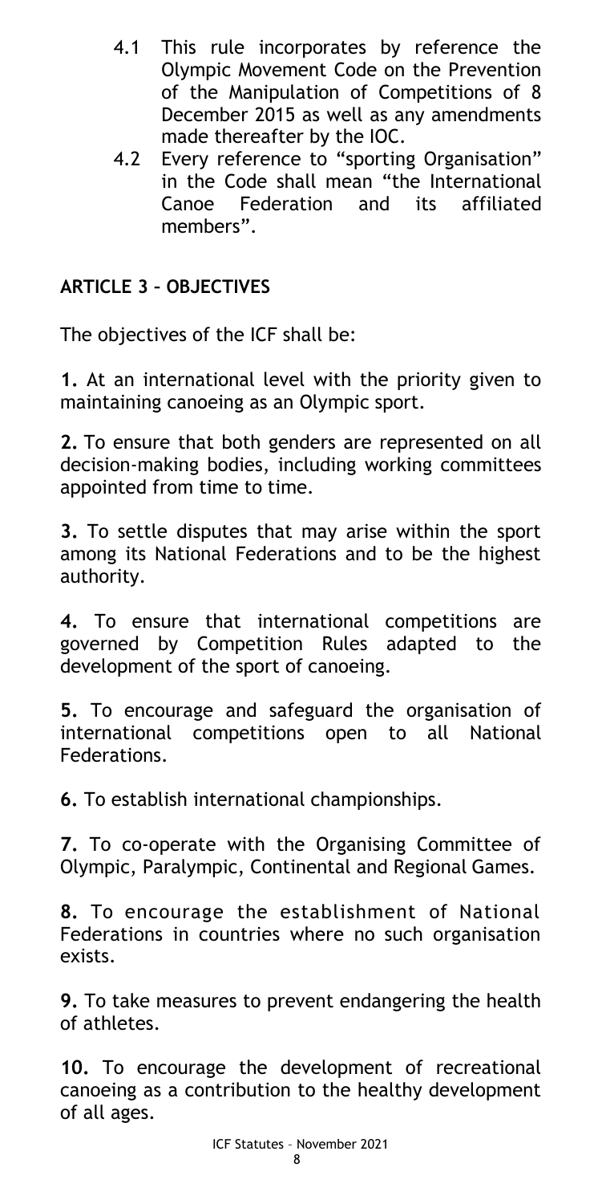4.1 This rule incorporates by reference the Olympic Movement Code on the Prevention of the Manipulation of Competitions of 8 December 2015 as well as any amendments made thereafter by the IOC.

4.2 Every reference to "sporting Organisation" in the Code shall mean "the International Canoe Federation and its affiliated members".

## ARTICLE 3 – OBJECTIVES

The objectives of the ICF shall be:

**1.** At an international level with the priority given to maintaining canoeing as an Olympic sport.

**2.** To ensure that both genders are represented on all decision-making bodies, including working committees appointed from time to time.

**3.** To settle disputes that may arise within the sport among its National Federations and to be the highest authority.

**4.** To ensure that international competitions are governed by Competition Rules adapted to the development of the sport of canoeing.

**5.** To encourage and safeguard the organisation of international competitions open to all National Federations.

**6.** To establish international championships.

**7.** To co-operate with the Organising Committee of Olympic, Paralympic, Continental and Regional Games.

**8.** To encourage the establishment of National Federations in countries where no such organisation exists.

**9.** To take measures to prevent endangering the health of athletes.

**10.** To encourage the development of recreational canoeing as a contribution to the healthy development of all ages.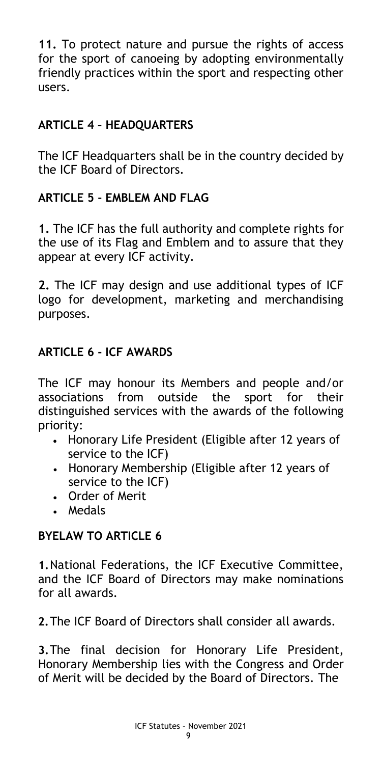**11.** To protect nature and pursue the rights of access for the sport of canoeing by adopting environmentally friendly practices within the sport and respecting other users.

## ARTICLE 4 – HEADQUARTERS

The ICF Headquarters shall be in the country decided by the ICF Board of Directors.

## ARTICLE 5 - EMBLEM AND FLAG

**1.** The ICF has the full authority and complete rights for the use of its Flag and Emblem and to assure that they appear at every ICF activity.

**2.** The ICF may design and use additional types of ICF logo for development, marketing and merchandising purposes.

## ARTICLE 6 - ICF AWARDS

The ICF may honour its Members and people and/or associations from outside the sport for their distinguished services with the awards of the following priority:

- Honorary Life President (Eligible after 12 years of service to the ICF)
- Honorary Membership (Eligible after 12 years of service to the ICF)
- Order of Merit
- Medals

## BYELAW TO ARTICLE 6

**1.** National Federations, the ICF Executive Committee, and the ICF Board of Directors may make nominations for all awards.

**2.** The ICF Board of Directors shall consider all awards.

**3.** The final decision for Honorary Life President, Honorary Membership lies with the Congress and Order of Merit will be decided by the Board of Directors. The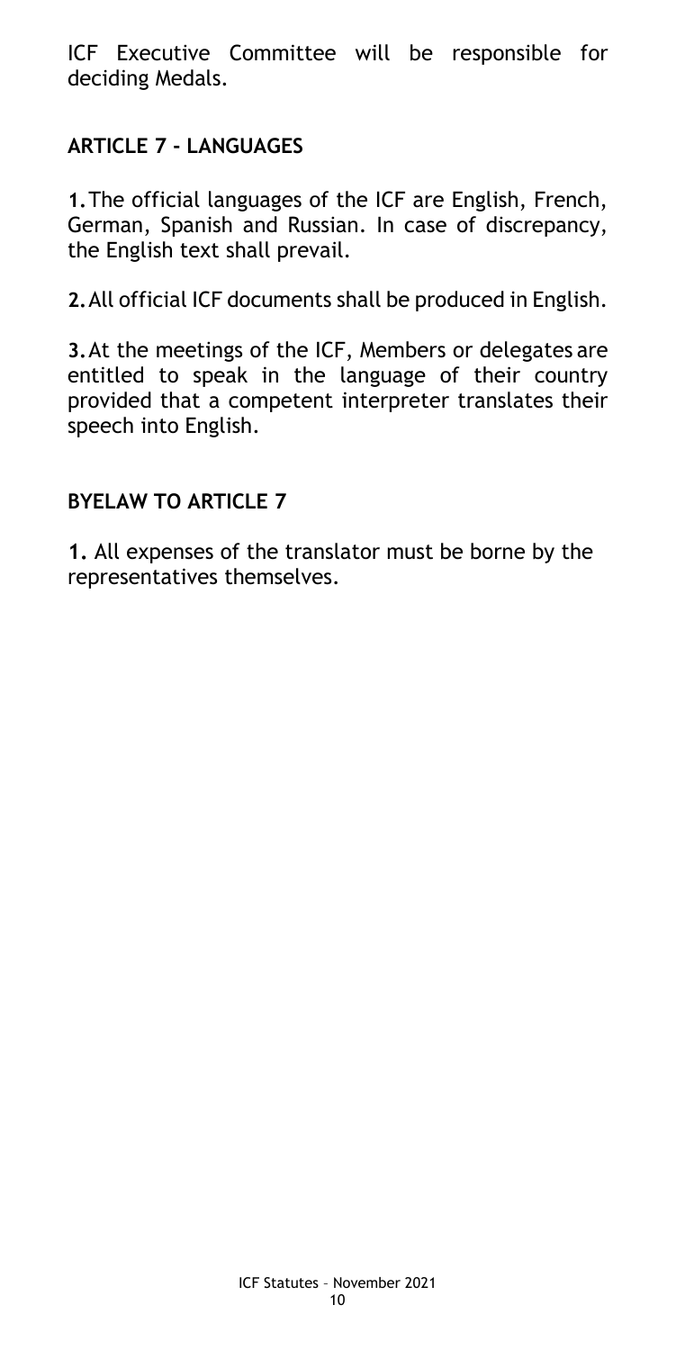ICF Executive Committee will be responsible for deciding Medals.

## ARTICLE 7 - LANGUAGES

**1.** The official languages of the ICF are English, French, German, Spanish and Russian. In case of discrepancy, the English text shall prevail.

**2.** All official ICF documents shall be produced in English.

**3.** At the meetings of the ICF, Members or delegates are entitled to speak in the language of their country provided that a competent interpreter translates their speech into English.

## BYELAW TO ARTICLE 7

**1.** All expenses of the translator must be borne by the representatives themselves.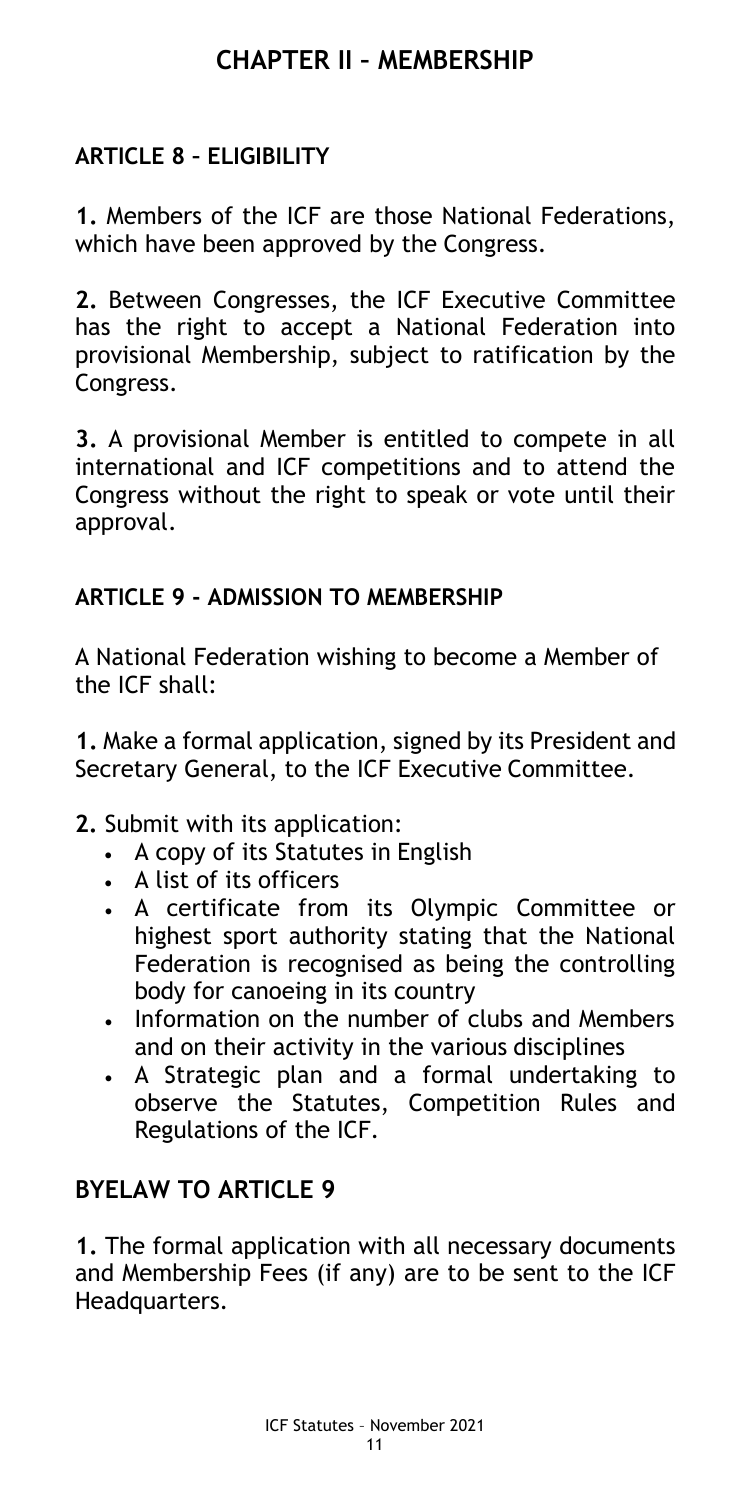# CHAPTER II – MEMBERSHIP

## ARTICLE 8 – ELIGIBILITY

**1.** Members of the ICF are those National Federations, which have been approved by the Congress.

**2.** Between Congresses, the ICF Executive Committee has the right to accept a National Federation into provisional Membership, subject to ratification by the Congress.

**3.** A provisional Member is entitled to compete in all international and ICF competitions and to attend the Congress without the right to speak or vote until their approval.

## ARTICLE 9 - ADMISSION TO MEMBERSHIP

A National Federation wishing to become a Member of the ICF shall:

**1.** Make a formal application, signed by its President and Secretary General, to the ICF Executive Committee.

**2.** Submit with its application:

- A copy of its Statutes in English
- A list of its officers
- A certificate from its Olympic Committee or highest sport authority stating that the National Federation is recognised as being the controlling body for canoeing in its country
- Information on the number of clubs and Members and on their activity in the various disciplines
- A Strategic plan and a formal undertaking to observe the Statutes, Competition Rules and Regulations of the ICF.

## BYELAW TO ARTICLE 9

**1.** The formal application with all necessary documents and Membership Fees (if any) are to be sent to the ICF Headquarters.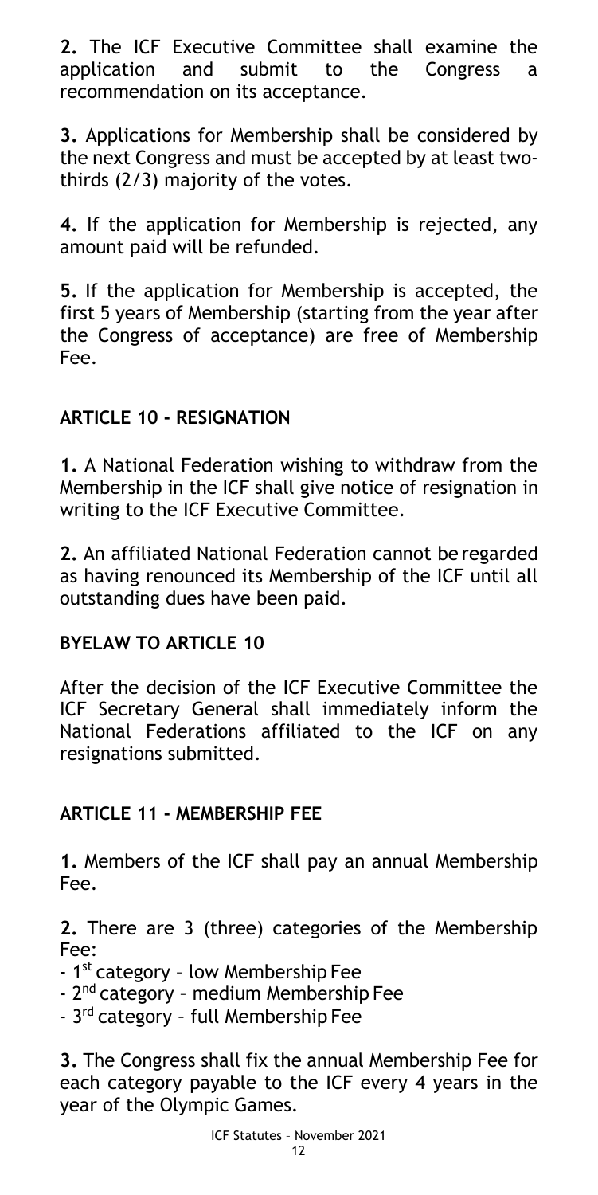**2.** The ICF Executive Committee shall examine the application and submit to the Congress a recommendation on its acceptance.

**3.** Applications for Membership shall be considered by the next Congress and must be accepted by at least two-thirds (2/3) majority of the votes.

**4.** If the application for Membership is rejected, any amount paid will be refunded.

**5.** If the application for Membership is accepted, the first 5 years of Membership (starting from the year after the Congress of acceptance) are free of Membership Fee.

## ARTICLE 10 - RESIGNATION

**1.** A National Federation wishing to withdraw from the Membership in the ICF shall give notice of resignation in writing to the ICF Executive Committee.

**2.** An affiliated National Federation cannot be regarded as having renounced its Membership of the ICF until all outstanding dues have been paid.

## BYELAW TO ARTICLE 10

After the decision of the ICF Executive Committee the ICF Secretary General shall immediately inform the National Federations affiliated to the ICF on any resignations submitted.

## ARTICLE 11 - MEMBERSHIP FEE

**1.** Members of the ICF shall pay an annual Membership Fee.

**2.** There are 3 (three) categories of the Membership Fee:

- 1st category – low Membership Fee
- 2nd category – medium Membership Fee
- 3rd category – full Membership Fee

**3.** The Congress shall fix the annual Membership Fee for each category payable to the ICF every 4 years in the year of the Olympic Games.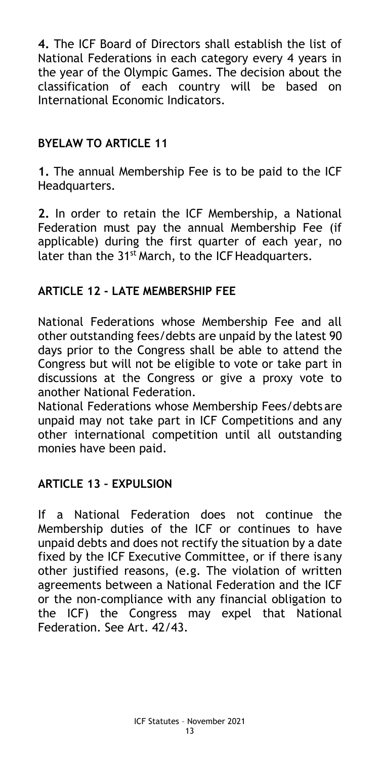**4.** The ICF Board of Directors shall establish the list of National Federations in each category every 4 years in the year of the Olympic Games. The decision about the classification of each country will be based on International Economic Indicators.

## BYELAW TO ARTICLE 11

**1.** The annual Membership Fee is to be paid to the ICF Headquarters.

**2.** In order to retain the ICF Membership, a National Federation must pay the annual Membership Fee (if applicable) during the first quarter of each year, no later than the 31st March, to the ICF Headquarters.

## ARTICLE 12 - LATE MEMBERSHIP FEE

National Federations whose Membership Fee and all other outstanding fees/debts are unpaid by the latest 90 days prior to the Congress shall be able to attend the Congress but will not be eligible to vote or take part in discussions at the Congress or give a proxy vote to another National Federation.

National Federations whose Membership Fees/debts are unpaid may not take part in ICF Competitions and any other international competition until all outstanding monies have been paid.

## ARTICLE 13 – EXPULSION

If a National Federation does not continue the Membership duties of the ICF or continues to have unpaid debts and does not rectify the situation by a date fixed by the ICF Executive Committee, or if there is any other justified reasons, (e.g. The violation of written agreements between a National Federation and the ICF or the non-compliance with any financial obligation to the ICF) the Congress may expel that National Federation. See Art. 42/43.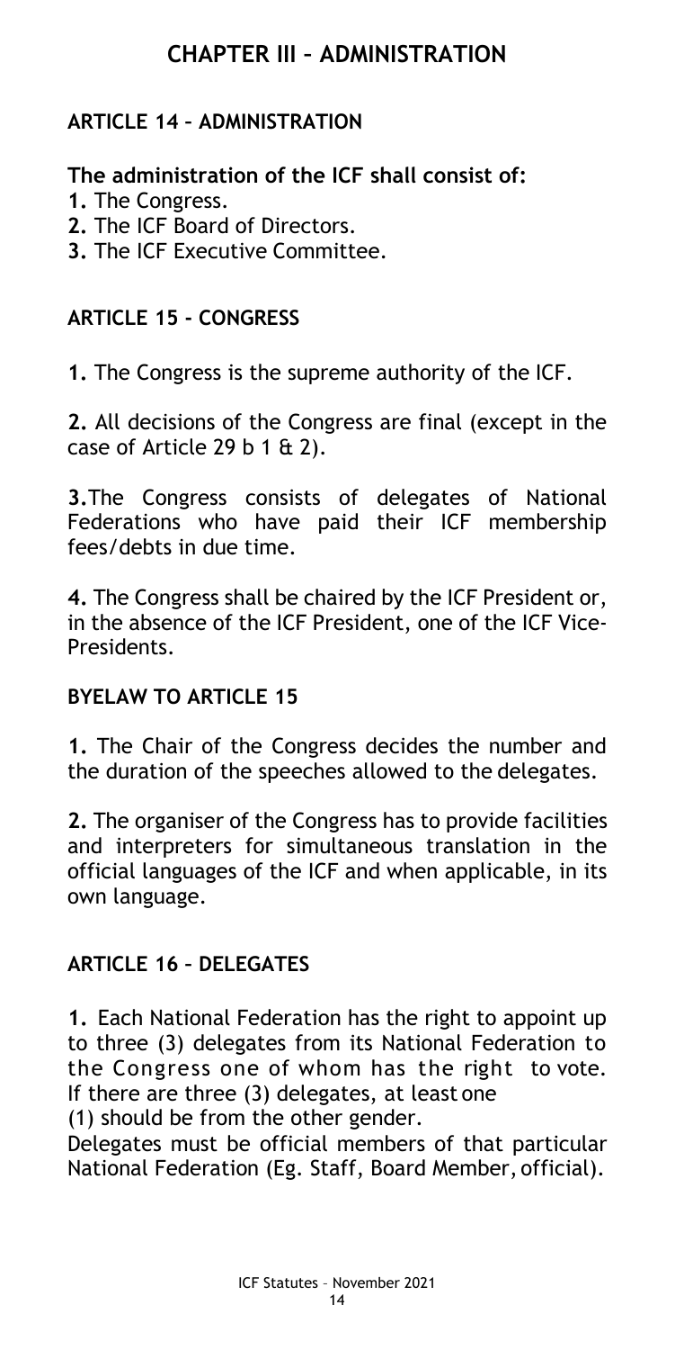# CHAPTER III – ADMINISTRATION

## ARTICLE 14 – ADMINISTRATION

**The administration of the ICF shall consist of:**

**1.** The Congress.
**2.** The ICF Board of Directors.
**3.** The ICF Executive Committee.

## ARTICLE 15 - CONGRESS

**1.** The Congress is the supreme authority of the ICF.

**2.** All decisions of the Congress are final (except in the case of Article 29 b 1 & 2).

**3.**The Congress consists of delegates of National Federations who have paid their ICF membership fees/debts in due time.

**4.** The Congress shall be chaired by the ICF President or, in the absence of the ICF President, one of the ICF Vice-Presidents.

## BYELAW TO ARTICLE 15

**1.** The Chair of the Congress decides the number and the duration of the speeches allowed to the delegates.

**2.** The organiser of the Congress has to provide facilities and interpreters for simultaneous translation in the official languages of the ICF and when applicable, in its own language.

## ARTICLE 16 – DELEGATES

**1.** Each National Federation has the right to appoint up to three (3) delegates from its National Federation to the Congress one of whom has the right to vote. If there are three (3) delegates, at least one (1) should be from the other gender.

Delegates must be official members of that particular National Federation (Eg. Staff, Board Member, official).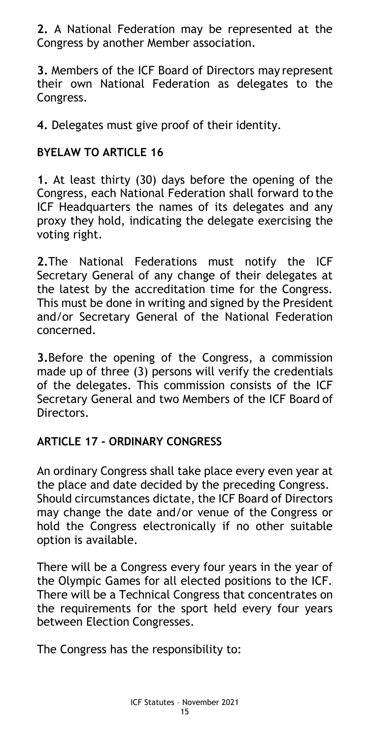**2.** A National Federation may be represented at the Congress by another Member association.

**3.** Members of the ICF Board of Directors may represent their own National Federation as delegates to the Congress.

**4.** Delegates must give proof of their identity.

## BYELAW TO ARTICLE 16

**1.** At least thirty (30) days before the opening of the Congress, each National Federation shall forward to the ICF Headquarters the names of its delegates and any proxy they hold, indicating the delegate exercising the voting right.

**2.** The National Federations must notify the ICF Secretary General of any change of their delegates at the latest by the accreditation time for the Congress. This must be done in writing and signed by the President and/or Secretary General of the National Federation concerned.

**3.** Before the opening of the Congress, a commission made up of three (3) persons will verify the credentials of the delegates. This commission consists of the ICF Secretary General and two Members of the ICF Board of Directors.

## ARTICLE 17 – ORDINARY CONGRESS

An ordinary Congress shall take place every even year at the place and date decided by the preceding Congress. Should circumstances dictate, the ICF Board of Directors may change the date and/or venue of the Congress or hold the Congress electronically if no other suitable option is available.

There will be a Congress every four years in the year of the Olympic Games for all elected positions to the ICF. There will be a Technical Congress that concentrates on the requirements for the sport held every four years between Election Congresses.

The Congress has the responsibility to: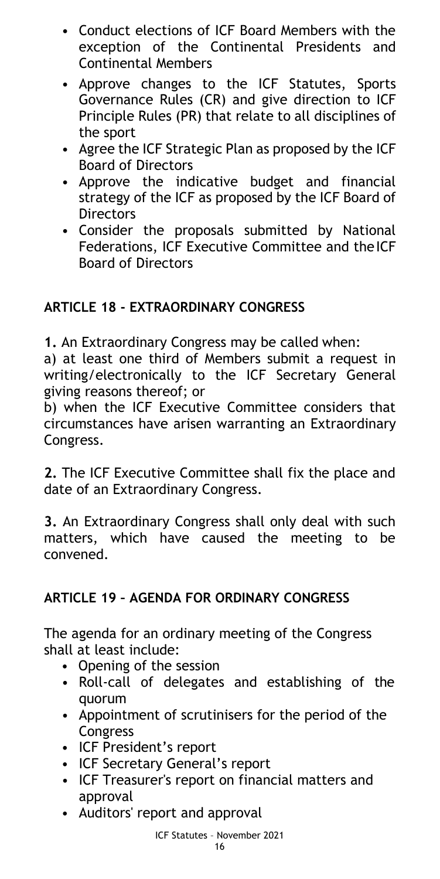- Conduct elections of ICF Board Members with the exception of the Continental Presidents and Continental Members
- Approve changes to the ICF Statutes, Sports Governance Rules (CR) and give direction to ICF Principle Rules (PR) that relate to all disciplines of the sport
- Agree the ICF Strategic Plan as proposed by the ICF Board of Directors
- Approve the indicative budget and financial strategy of the ICF as proposed by the ICF Board of Directors
- Consider the proposals submitted by National Federations, ICF Executive Committee and the ICF Board of Directors

## ARTICLE 18 - EXTRAORDINARY CONGRESS

**1.** An Extraordinary Congress may be called when:

a) at least one third of Members submit a request in writing/electronically to the ICF Secretary General giving reasons thereof; or

b) when the ICF Executive Committee considers that circumstances have arisen warranting an Extraordinary Congress.

**2.** The ICF Executive Committee shall fix the place and date of an Extraordinary Congress.

**3.** An Extraordinary Congress shall only deal with such matters, which have caused the meeting to be convened.

## ARTICLE 19 – AGENDA FOR ORDINARY CONGRESS

The agenda for an ordinary meeting of the Congress shall at least include:

- Opening of the session
- Roll-call of delegates and establishing of the quorum
- Appointment of scrutinisers for the period of the Congress
- ICF President's report
- ICF Secretary General's report
- ICF Treasurer's report on financial matters and approval
- Auditors' report and approval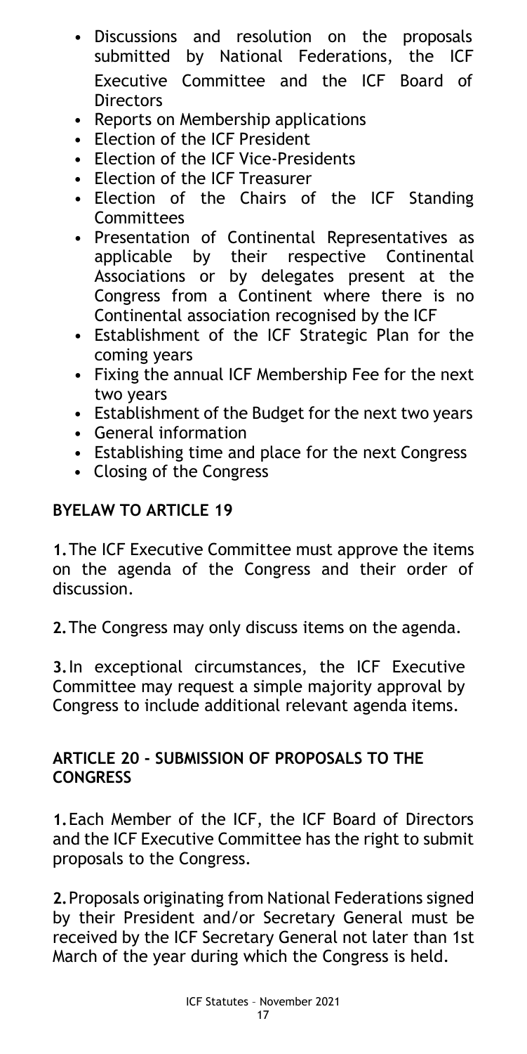- Discussions and resolution on the proposals submitted by National Federations, the ICF Executive Committee and the ICF Board of Directors
- Reports on Membership applications
- Election of the ICF President
- Election of the ICF Vice-Presidents
- Election of the ICF Treasurer
- Election of the Chairs of the ICF Standing Committees
- Presentation of Continental Representatives as applicable by their respective Continental Associations or by delegates present at the Congress from a Continent where there is no Continental association recognised by the ICF
- Establishment of the ICF Strategic Plan for the coming years
- Fixing the annual ICF Membership Fee for the next two years
- Establishment of the Budget for the next two years
- General information
- Establishing time and place for the next Congress
- Closing of the Congress

### BYELAW TO ARTICLE 19

**1.** The ICF Executive Committee must approve the items on the agenda of the Congress and their order of discussion.

**2.** The Congress may only discuss items on the agenda.

**3.** In exceptional circumstances, the ICF Executive Committee may request a simple majority approval by Congress to include additional relevant agenda items.

### ARTICLE 20 - SUBMISSION OF PROPOSALS TO THE CONGRESS

**1.** Each Member of the ICF, the ICF Board of Directors and the ICF Executive Committee has the right to submit proposals to the Congress.

**2.** Proposals originating from National Federations signed by their President and/or Secretary General must be received by the ICF Secretary General not later than 1st March of the year during which the Congress is held.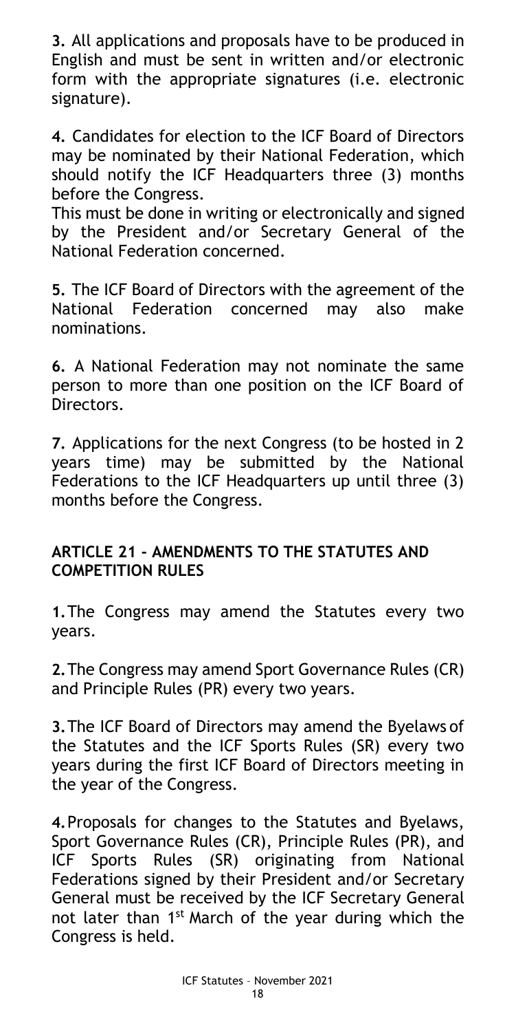**3.** All applications and proposals have to be produced in English and must be sent in written and/or electronic form with the appropriate signatures (i.e. electronic signature).

**4.** Candidates for election to the ICF Board of Directors may be nominated by their National Federation, which should notify the ICF Headquarters three (3) months before the Congress.
This must be done in writing or electronically and signed by the President and/or Secretary General of the National Federation concerned.

**5.** The ICF Board of Directors with the agreement of the National Federation concerned may also make nominations.

**6.** A National Federation may not nominate the same person to more than one position on the ICF Board of Directors.

**7.** Applications for the next Congress (to be hosted in 2 years time) may be submitted by the National Federations to the ICF Headquarters up until three (3) months before the Congress.

## ARTICLE 21 - AMENDMENTS TO THE STATUTES AND COMPETITION RULES

**1.** The Congress may amend the Statutes every two years.

**2.** The Congress may amend Sport Governance Rules (CR) and Principle Rules (PR) every two years.

**3.** The ICF Board of Directors may amend the Byelaws of the Statutes and the ICF Sports Rules (SR) every two years during the first ICF Board of Directors meeting in the year of the Congress.

**4.** Proposals for changes to the Statutes and Byelaws, Sport Governance Rules (CR), Principle Rules (PR), and ICF Sports Rules (SR) originating from National Federations signed by their President and/or Secretary General must be received by the ICF Secretary General not later than 1st March of the year during which the Congress is held.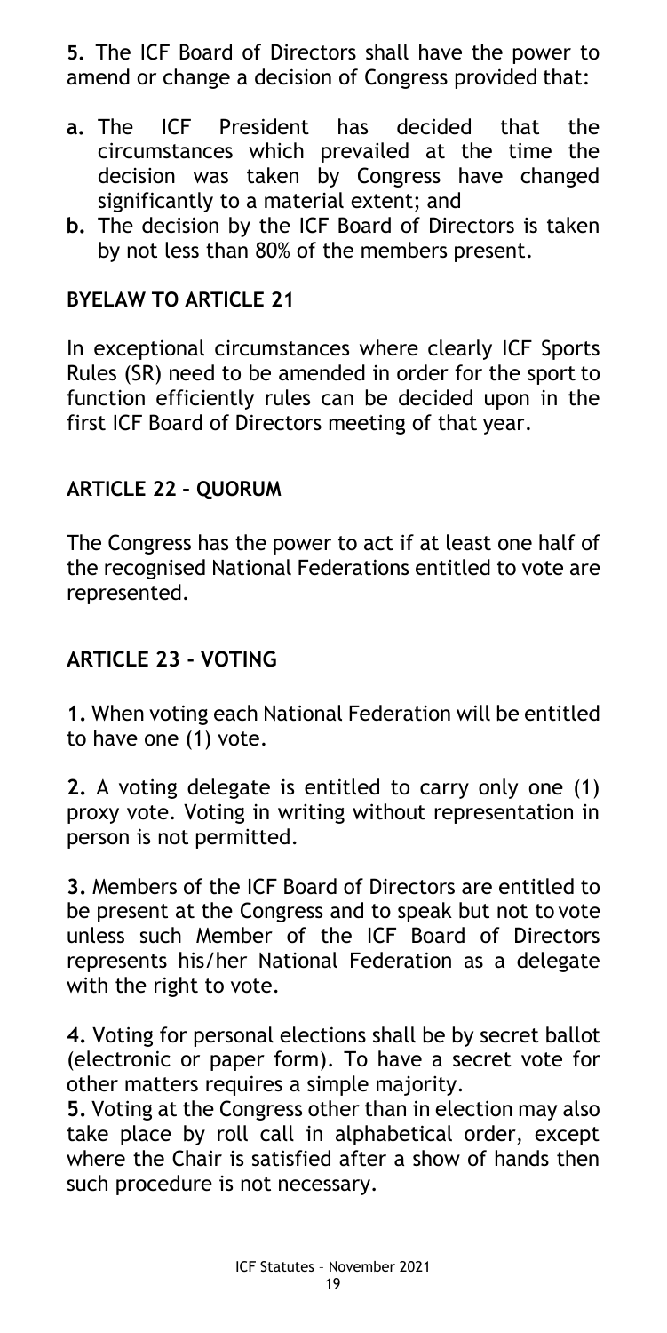**5.** The ICF Board of Directors shall have the power to amend or change a decision of Congress provided that:

- **a.** The ICF President has decided that the circumstances which prevailed at the time the decision was taken by Congress have changed significantly to a material extent; and
- **b.** The decision by the ICF Board of Directors is taken by not less than 80% of the members present.

### BYELAW TO ARTICLE 21

In exceptional circumstances where clearly ICF Sports Rules (SR) need to be amended in order for the sport to function efficiently rules can be decided upon in the first ICF Board of Directors meeting of that year.

### ARTICLE 22 – QUORUM

The Congress has the power to act if at least one half of the recognised National Federations entitled to vote are represented.

### ARTICLE 23 - VOTING

**1.** When voting each National Federation will be entitled to have one (1) vote.

**2.** A voting delegate is entitled to carry only one (1) proxy vote. Voting in writing without representation in person is not permitted.

**3.** Members of the ICF Board of Directors are entitled to be present at the Congress and to speak but not to vote unless such Member of the ICF Board of Directors represents his/her National Federation as a delegate with the right to vote.

**4.** Voting for personal elections shall be by secret ballot (electronic or paper form). To have a secret vote for other matters requires a simple majority.

**5.** Voting at the Congress other than in election may also take place by roll call in alphabetical order, except where the Chair is satisfied after a show of hands then such procedure is not necessary.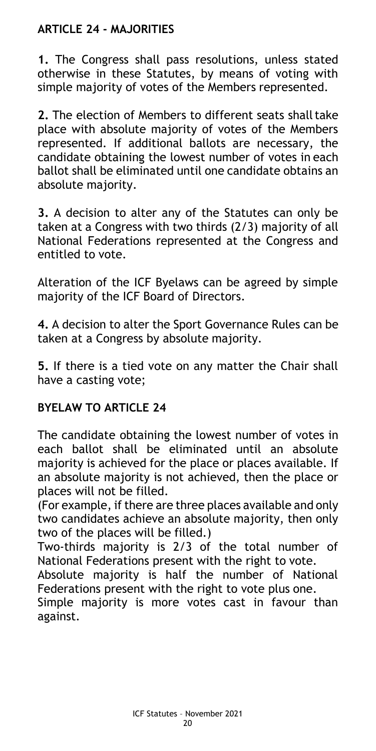## ARTICLE 24 - MAJORITIES

**1.** The Congress shall pass resolutions, unless stated otherwise in these Statutes, by means of voting with simple majority of votes of the Members represented.

**2.** The election of Members to different seats shall take place with absolute majority of votes of the Members represented. If additional ballots are necessary, the candidate obtaining the lowest number of votes in each ballot shall be eliminated until one candidate obtains an absolute majority.

**3.** A decision to alter any of the Statutes can only be taken at a Congress with two thirds (2/3) majority of all National Federations represented at the Congress and entitled to vote.

Alteration of the ICF Byelaws can be agreed by simple majority of the ICF Board of Directors.

**4.** A decision to alter the Sport Governance Rules can be taken at a Congress by absolute majority.

**5.** If there is a tied vote on any matter the Chair shall have a casting vote;

## BYELAW TO ARTICLE 24

The candidate obtaining the lowest number of votes in each ballot shall be eliminated until an absolute majority is achieved for the place or places available. If an absolute majority is not achieved, then the place or places will not be filled.

(For example, if there are three places available and only two candidates achieve an absolute majority, then only two of the places will be filled.)

Two-thirds majority is 2/3 of the total number of National Federations present with the right to vote.

Absolute majority is half the number of National Federations present with the right to vote plus one.

Simple majority is more votes cast in favour than against.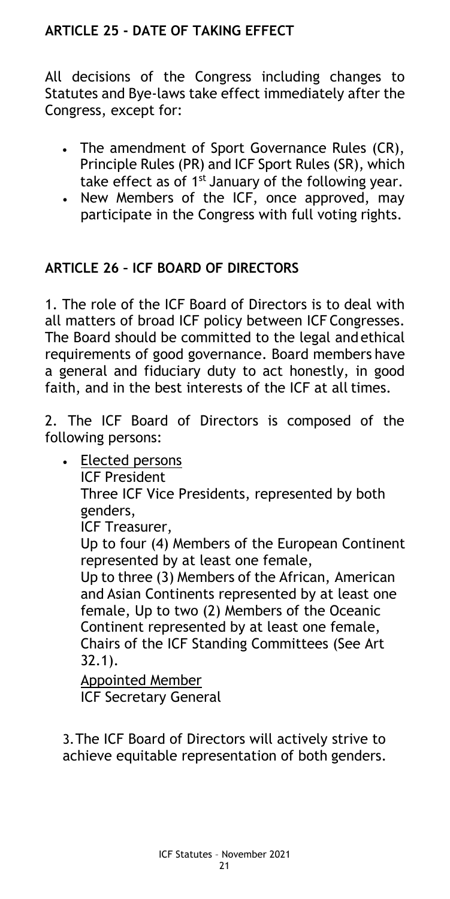## ARTICLE 25 - DATE OF TAKING EFFECT

All decisions of the Congress including changes to Statutes and Bye-laws take effect immediately after the Congress, except for:

- The amendment of Sport Governance Rules (CR), Principle Rules (PR) and ICF Sport Rules (SR), which take effect as of 1st January of the following year.
- New Members of the ICF, once approved, may participate in the Congress with full voting rights.

## ARTICLE 26 – ICF BOARD OF DIRECTORS

1. The role of the ICF Board of Directors is to deal with all matters of broad ICF policy between ICF Congresses. The Board should be committed to the legal and ethical requirements of good governance. Board members have a general and fiduciary duty to act honestly, in good faith, and in the best interests of the ICF at all times.

2. The ICF Board of Directors is composed of the following persons:

- Elected persons
  ICF President
  Three ICF Vice Presidents, represented by both genders,
  ICF Treasurer,
  Up to four (4) Members of the European Continent represented by at least one female,
  Up to three (3) Members of the African, American and Asian Continents represented by at least one female, Up to two (2) Members of the Oceanic Continent represented by at least one female,
  Chairs of the ICF Standing Committees (See Art 32.1).

  Appointed Member
  ICF Secretary General

3. The ICF Board of Directors will actively strive to achieve equitable representation of both genders.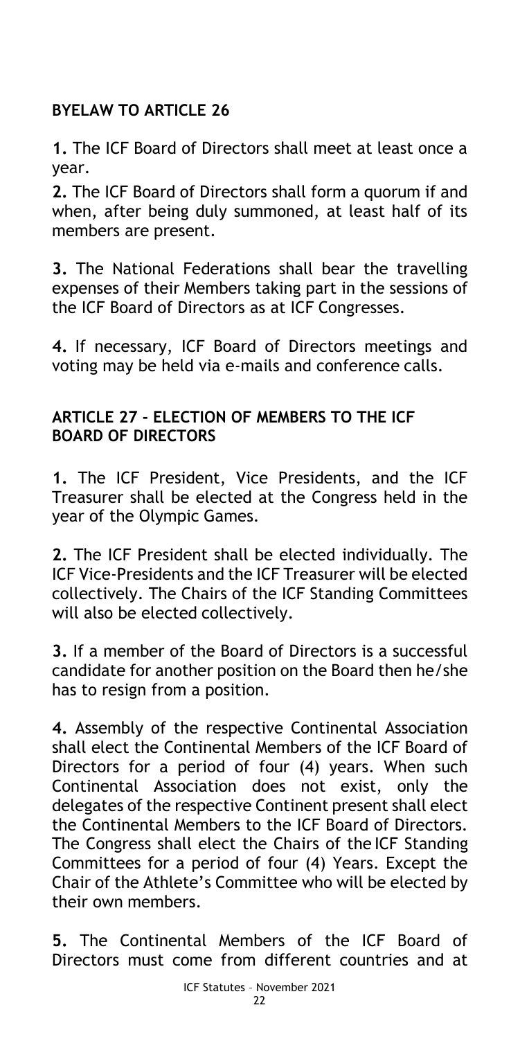**BYELAW TO ARTICLE 26**

**1.** The ICF Board of Directors shall meet at least once a year.

**2.** The ICF Board of Directors shall form a quorum if and when, after being duly summoned, at least half of its members are present.

**3.** The National Federations shall bear the travelling expenses of their Members taking part in the sessions of the ICF Board of Directors as at ICF Congresses.

**4.** If necessary, ICF Board of Directors meetings and voting may be held via e-mails and conference calls.

**ARTICLE 27 - ELECTION OF MEMBERS TO THE ICF BOARD OF DIRECTORS**

**1.** The ICF President, Vice Presidents, and the ICF Treasurer shall be elected at the Congress held in the year of the Olympic Games.

**2.** The ICF President shall be elected individually. The ICF Vice-Presidents and the ICF Treasurer will be elected collectively. The Chairs of the ICF Standing Committees will also be elected collectively.

**3.** If a member of the Board of Directors is a successful candidate for another position on the Board then he/she has to resign from a position.

**4.** Assembly of the respective Continental Association shall elect the Continental Members of the ICF Board of Directors for a period of four (4) years. When such Continental Association does not exist, only the delegates of the respective Continent present shall elect the Continental Members to the ICF Board of Directors. The Congress shall elect the Chairs of the ICF Standing Committees for a period of four (4) Years. Except the Chair of the Athlete's Committee who will be elected by their own members.

**5.** The Continental Members of the ICF Board of Directors must come from different countries and at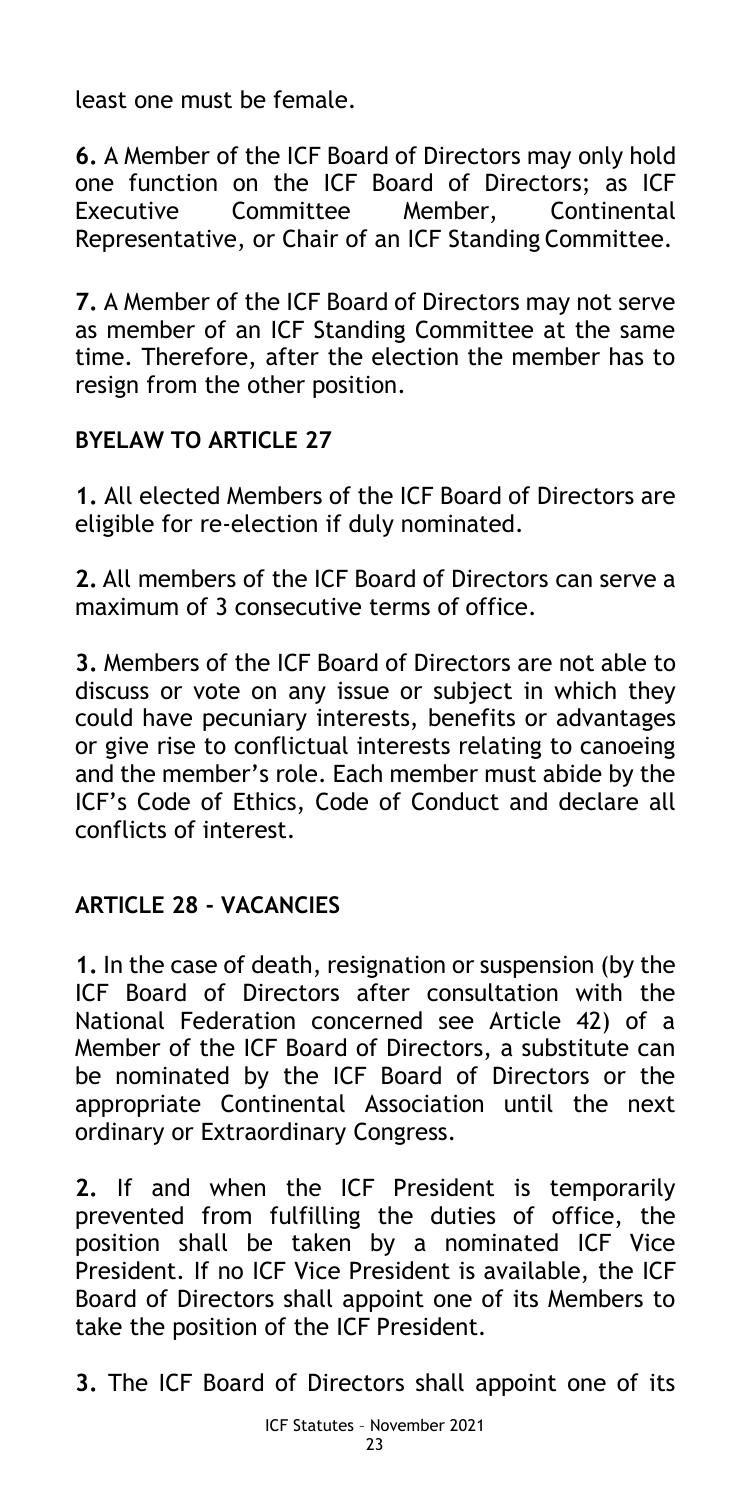least one must be female.

**6.** A Member of the ICF Board of Directors may only hold one function on the ICF Board of Directors; as ICF Executive Committee Member, Continental Representative, or Chair of an ICF Standing Committee.

**7.** A Member of the ICF Board of Directors may not serve as member of an ICF Standing Committee at the same time. Therefore, after the election the member has to resign from the other position.

**BYELAW TO ARTICLE 27**

**1.** All elected Members of the ICF Board of Directors are eligible for re-election if duly nominated.

**2.** All members of the ICF Board of Directors can serve a maximum of 3 consecutive terms of office.

**3.** Members of the ICF Board of Directors are not able to discuss or vote on any issue or subject in which they could have pecuniary interests, benefits or advantages or give rise to conflictual interests relating to canoeing and the member's role. Each member must abide by the ICF's Code of Ethics, Code of Conduct and declare all conflicts of interest.

**ARTICLE 28 - VACANCIES**

**1.** In the case of death, resignation or suspension (by the ICF Board of Directors after consultation with the National Federation concerned see Article 42) of a Member of the ICF Board of Directors, a substitute can be nominated by the ICF Board of Directors or the appropriate Continental Association until the next ordinary or Extraordinary Congress.

**2.** If and when the ICF President is temporarily prevented from fulfilling the duties of office, the position shall be taken by a nominated ICF Vice President. If no ICF Vice President is available, the ICF Board of Directors shall appoint one of its Members to take the position of the ICF President.

**3.** The ICF Board of Directors shall appoint one of its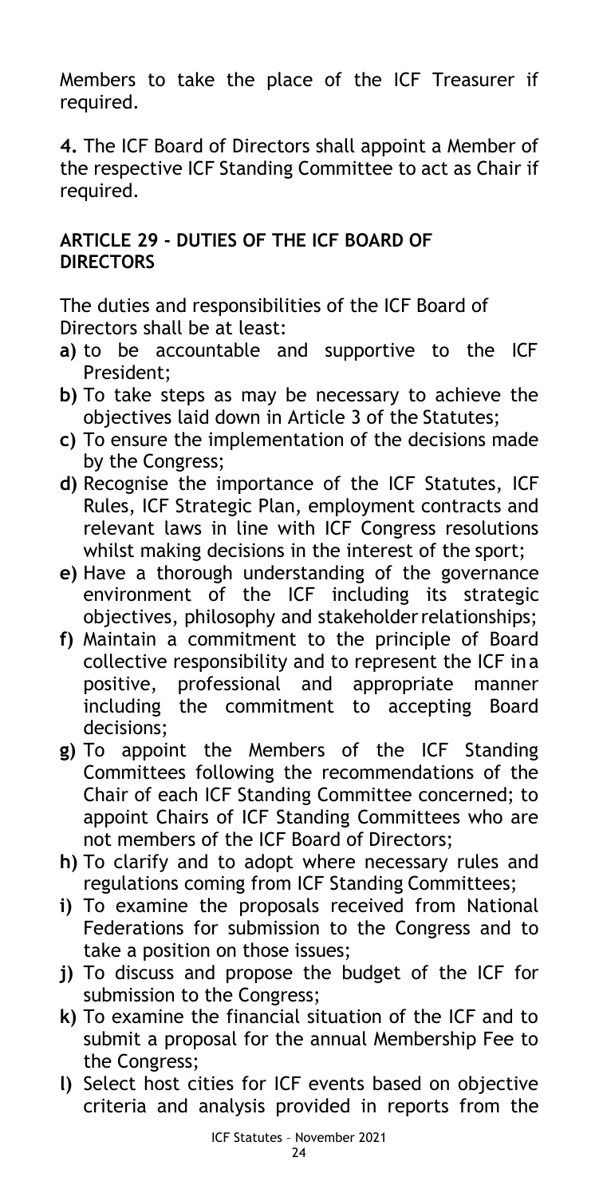Members to take the place of the ICF Treasurer if required.

**4.** The ICF Board of Directors shall appoint a Member of the respective ICF Standing Committee to act as Chair if required.

## ARTICLE 29 - DUTIES OF THE ICF BOARD OF DIRECTORS

The duties and responsibilities of the ICF Board of Directors shall be at least:

- **a)** to be accountable and supportive to the ICF President;
- **b)** To take steps as may be necessary to achieve the objectives laid down in Article 3 of the Statutes;
- **c)** To ensure the implementation of the decisions made by the Congress;
- **d)** Recognise the importance of the ICF Statutes, ICF Rules, ICF Strategic Plan, employment contracts and relevant laws in line with ICF Congress resolutions whilst making decisions in the interest of the sport;
- **e)** Have a thorough understanding of the governance environment of the ICF including its strategic objectives, philosophy and stakeholder relationships;
- **f)** Maintain a commitment to the principle of Board collective responsibility and to represent the ICF in a positive, professional and appropriate manner including the commitment to accepting Board decisions;
- **g)** To appoint the Members of the ICF Standing Committees following the recommendations of the Chair of each ICF Standing Committee concerned; to appoint Chairs of ICF Standing Committees who are not members of the ICF Board of Directors;
- **h)** To clarify and to adopt where necessary rules and regulations coming from ICF Standing Committees;
- **i)** To examine the proposals received from National Federations for submission to the Congress and to take a position on those issues;
- **j)** To discuss and propose the budget of the ICF for submission to the Congress;
- **k)** To examine the financial situation of the ICF and to submit a proposal for the annual Membership Fee to the Congress;
- **l)** Select host cities for ICF events based on objective criteria and analysis provided in reports from the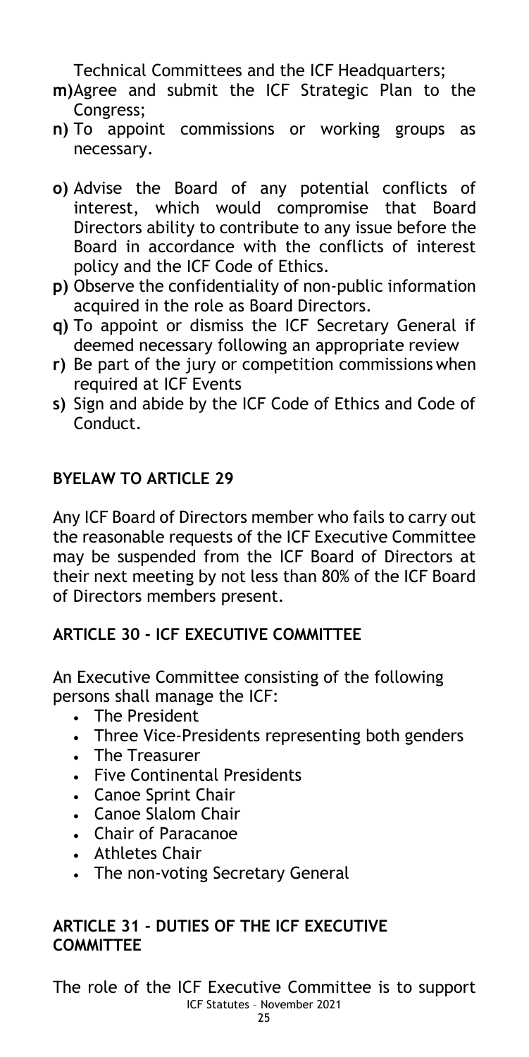Technical Committees and the ICF Headquarters;

**m)** Agree and submit the ICF Strategic Plan to the Congress;

**n)** To appoint commissions or working groups as necessary.

**o)** Advise the Board of any potential conflicts of interest, which would compromise that Board Directors ability to contribute to any issue before the Board in accordance with the conflicts of interest policy and the ICF Code of Ethics.

**p)** Observe the confidentiality of non-public information acquired in the role as Board Directors.

**q)** To appoint or dismiss the ICF Secretary General if deemed necessary following an appropriate review

**r)** Be part of the jury or competition commissions when required at ICF Events

**s)** Sign and abide by the ICF Code of Ethics and Code of Conduct.

## BYELAW TO ARTICLE 29

Any ICF Board of Directors member who fails to carry out the reasonable requests of the ICF Executive Committee may be suspended from the ICF Board of Directors at their next meeting by not less than 80% of the ICF Board of Directors members present.

## ARTICLE 30 - ICF EXECUTIVE COMMITTEE

An Executive Committee consisting of the following persons shall manage the ICF:

- The President
- Three Vice-Presidents representing both genders
- The Treasurer
- Five Continental Presidents
- Canoe Sprint Chair
- Canoe Slalom Chair
- Chair of Paracanoe
- Athletes Chair
- The non-voting Secretary General

## ARTICLE 31 - DUTIES OF THE ICF EXECUTIVE COMMITTEE

The role of the ICF Executive Committee is to support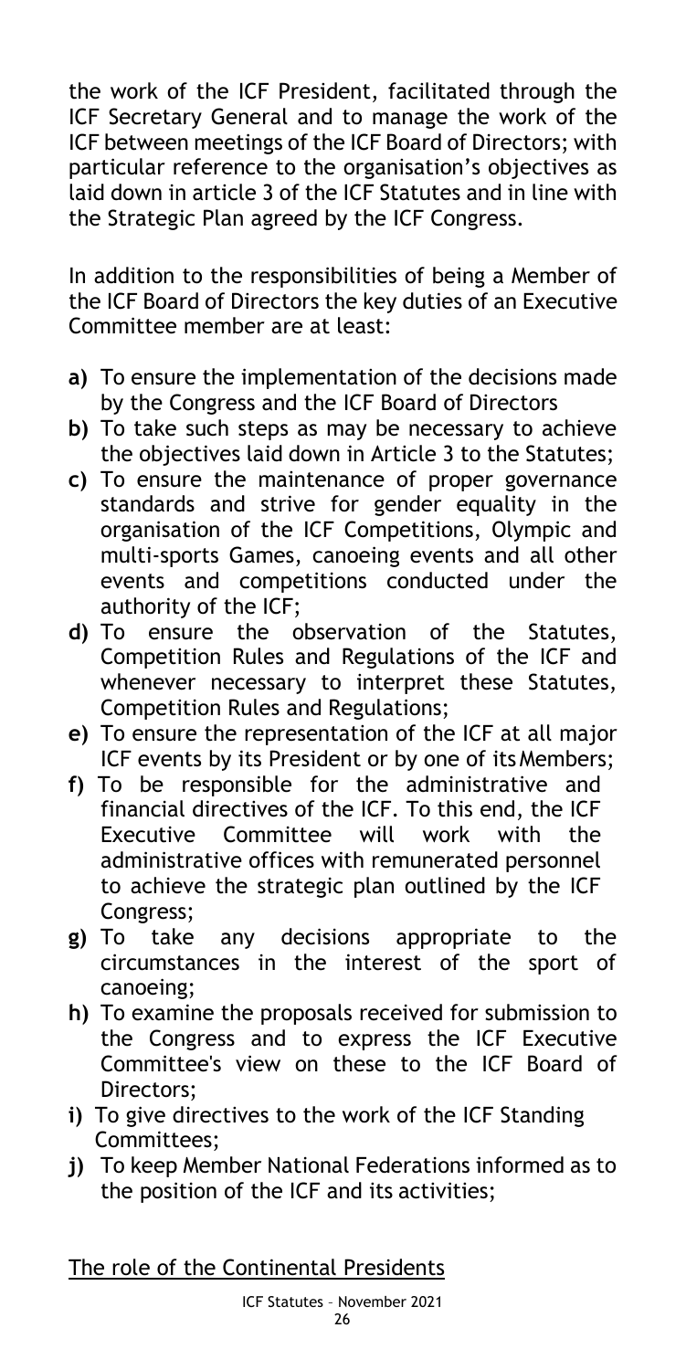the work of the ICF President, facilitated through the ICF Secretary General and to manage the work of the ICF between meetings of the ICF Board of Directors; with particular reference to the organisation's objectives as laid down in article 3 of the ICF Statutes and in line with the Strategic Plan agreed by the ICF Congress.

In addition to the responsibilities of being a Member of the ICF Board of Directors the key duties of an Executive Committee member are at least:

**a)** To ensure the implementation of the decisions made by the Congress and the ICF Board of Directors

**b)** To take such steps as may be necessary to achieve the objectives laid down in Article 3 to the Statutes;

**c)** To ensure the maintenance of proper governance standards and strive for gender equality in the organisation of the ICF Competitions, Olympic and multi-sports Games, canoeing events and all other events and competitions conducted under the authority of the ICF;

**d)** To ensure the observation of the Statutes, Competition Rules and Regulations of the ICF and whenever necessary to interpret these Statutes, Competition Rules and Regulations;

**e)** To ensure the representation of the ICF at all major ICF events by its President or by one of its Members;

**f)** To be responsible for the administrative and financial directives of the ICF. To this end, the ICF Executive Committee will work with the administrative offices with remunerated personnel to achieve the strategic plan outlined by the ICF Congress;

**g)** To take any decisions appropriate to the circumstances in the interest of the sport of canoeing;

**h)** To examine the proposals received for submission to the Congress and to express the ICF Executive Committee's view on these to the ICF Board of Directors;

**i)** To give directives to the work of the ICF Standing Committees;

**j)** To keep Member National Federations informed as to the position of the ICF and its activities;

<u>The role of the Continental Presidents</u>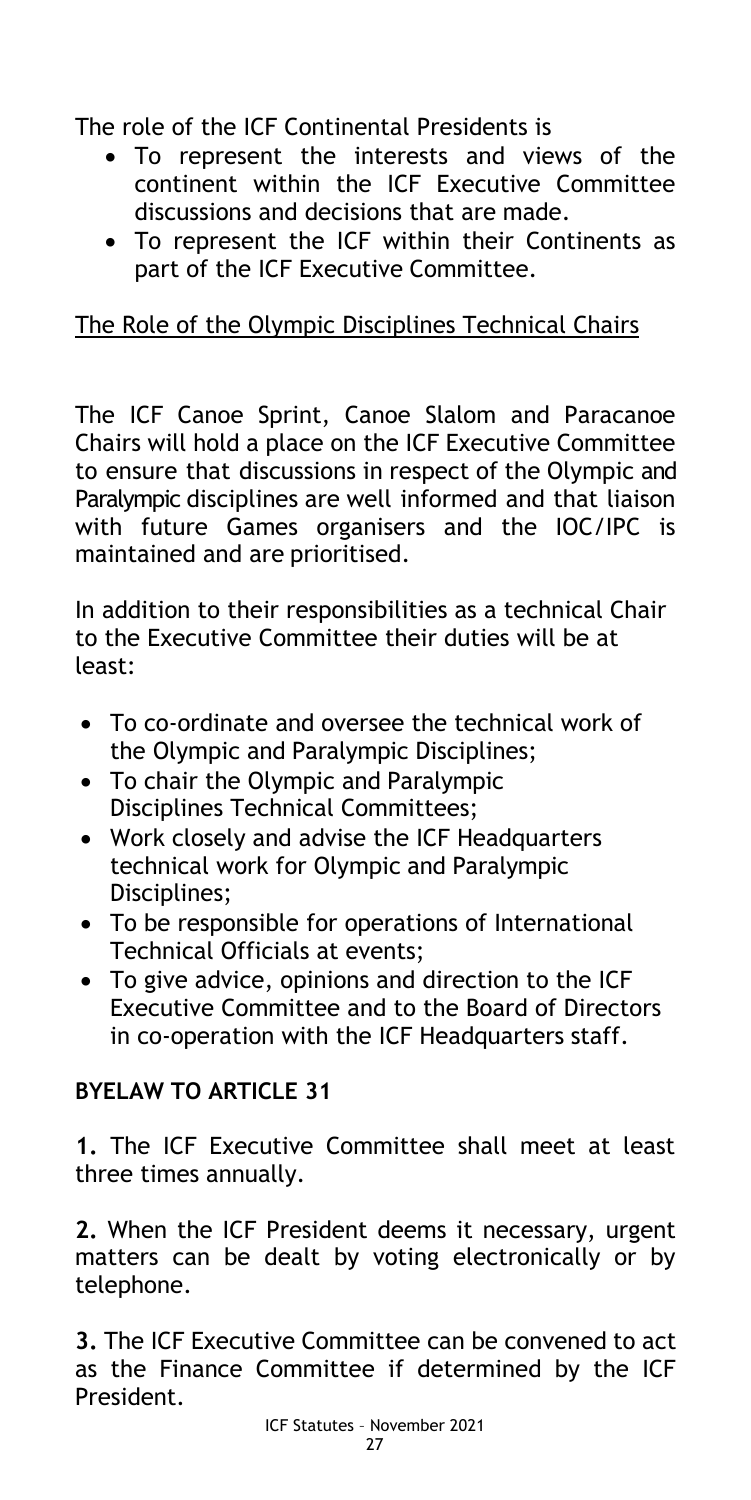The role of the ICF Continental Presidents is

- To represent the interests and views of the continent within the ICF Executive Committee discussions and decisions that are made.
- To represent the ICF within their Continents as part of the ICF Executive Committee.

<u>The Role of the Olympic Disciplines Technical Chairs</u>

The ICF Canoe Sprint, Canoe Slalom and Paracanoe Chairs will hold a place on the ICF Executive Committee to ensure that discussions in respect of the Olympic and Paralympic disciplines are well informed and that liaison with future Games organisers and the IOC/IPC is maintained and are prioritised.

In addition to their responsibilities as a technical Chair to the Executive Committee their duties will be at least:

- To co-ordinate and oversee the technical work of the Olympic and Paralympic Disciplines;
- To chair the Olympic and Paralympic Disciplines Technical Committees;
- Work closely and advise the ICF Headquarters technical work for Olympic and Paralympic Disciplines;
- To be responsible for operations of International Technical Officials at events;
- To give advice, opinions and direction to the ICF Executive Committee and to the Board of Directors in co-operation with the ICF Headquarters staff.

**BYELAW TO ARTICLE 31**

**1.** The ICF Executive Committee shall meet at least three times annually.

**2.** When the ICF President deems it necessary, urgent matters can be dealt by voting electronically or by telephone.

**3.** The ICF Executive Committee can be convened to act as the Finance Committee if determined by the ICF President.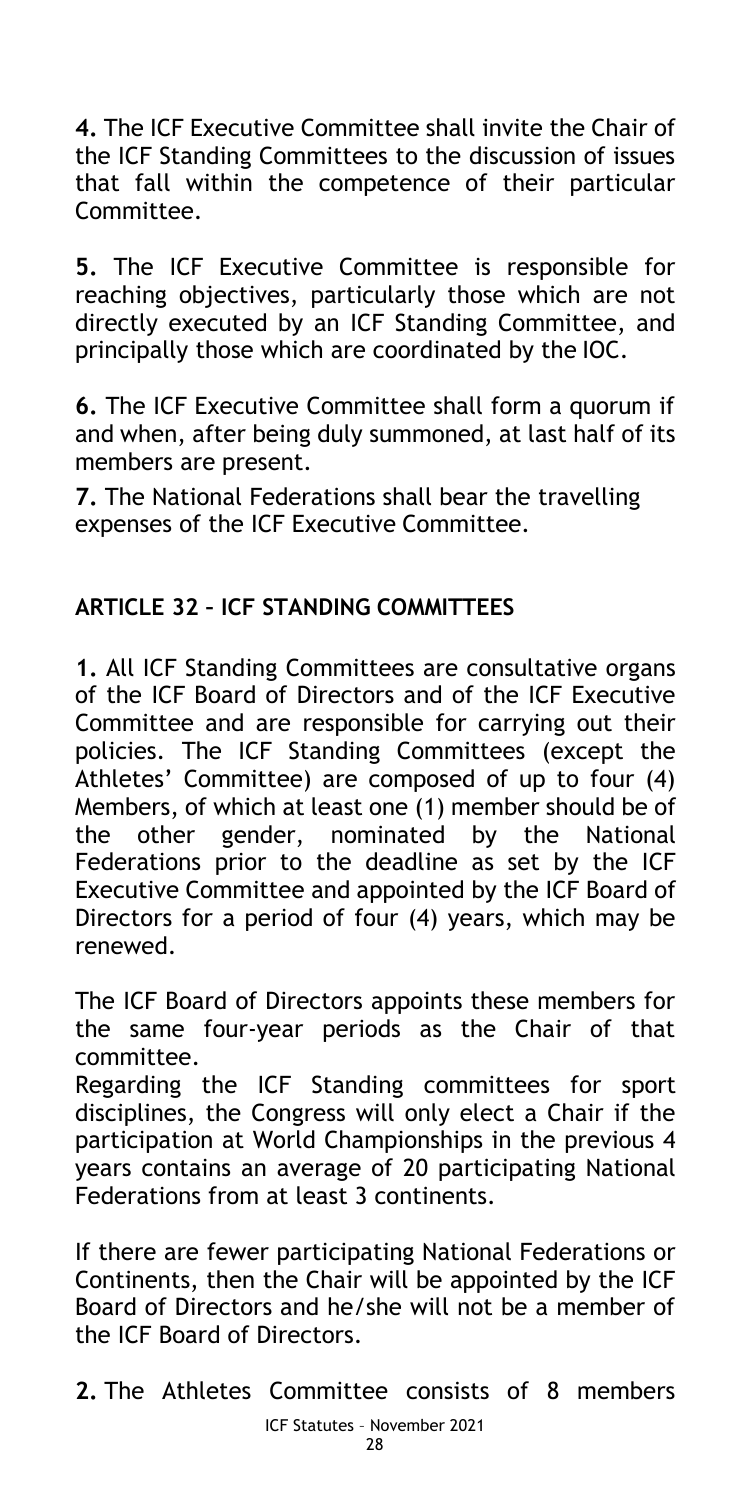**4.** The ICF Executive Committee shall invite the Chair of the ICF Standing Committees to the discussion of issues that fall within the competence of their particular Committee.

**5.** The ICF Executive Committee is responsible for reaching objectives, particularly those which are not directly executed by an ICF Standing Committee, and principally those which are coordinated by the IOC.

**6.** The ICF Executive Committee shall form a quorum if and when, after being duly summoned, at last half of its members are present.

**7.** The National Federations shall bear the travelling expenses of the ICF Executive Committee.

## ARTICLE 32 – ICF STANDING COMMITTEES

**1.** All ICF Standing Committees are consultative organs of the ICF Board of Directors and of the ICF Executive Committee and are responsible for carrying out their policies. The ICF Standing Committees (except the Athletes' Committee) are composed of up to four (4) Members, of which at least one (1) member should be of the other gender, nominated by the National Federations prior to the deadline as set by the ICF Executive Committee and appointed by the ICF Board of Directors for a period of four (4) years, which may be renewed.

The ICF Board of Directors appoints these members for the same four-year periods as the Chair of that committee.

Regarding the ICF Standing committees for sport disciplines, the Congress will only elect a Chair if the participation at World Championships in the previous 4 years contains an average of 20 participating National Federations from at least 3 continents.

If there are fewer participating National Federations or Continents, then the Chair will be appointed by the ICF Board of Directors and he/she will not be a member of the ICF Board of Directors.

**2.** The Athletes Committee consists of 8 members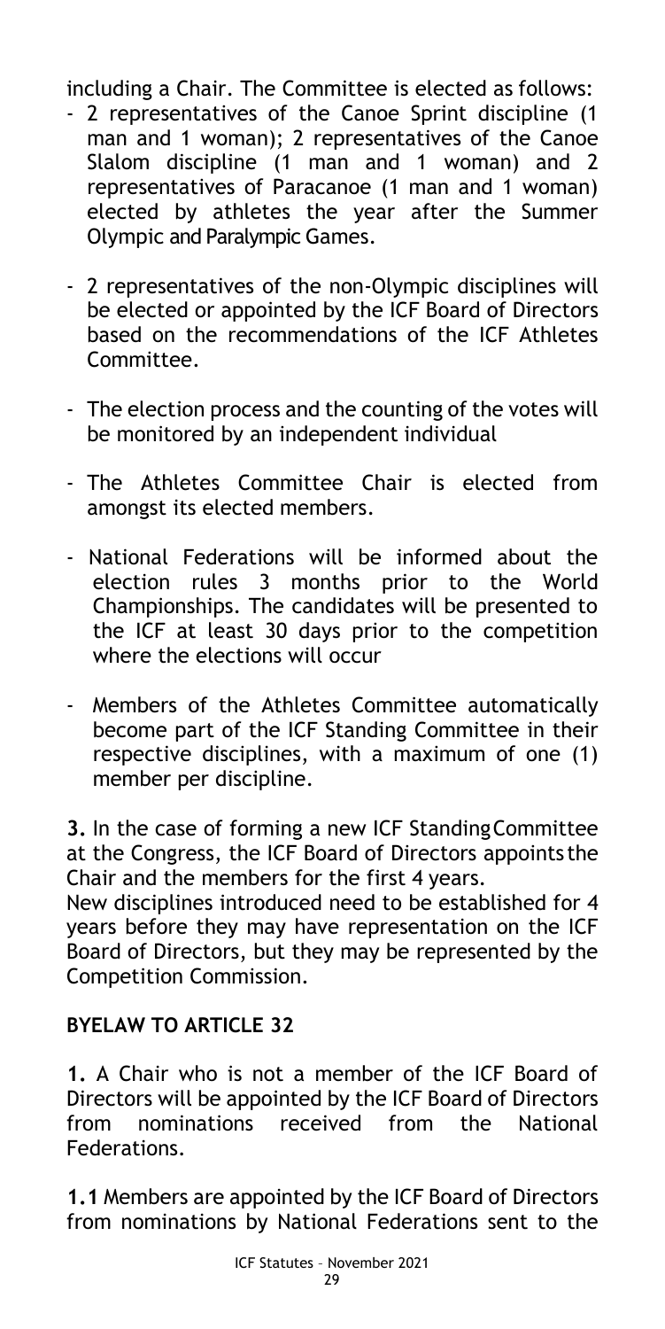including a Chair. The Committee is elected as follows:

- 2 representatives of the Canoe Sprint discipline (1 man and 1 woman); 2 representatives of the Canoe Slalom discipline (1 man and 1 woman) and 2 representatives of Paracanoe (1 man and 1 woman) elected by athletes the year after the Summer Olympic and Paralympic Games.

- 2 representatives of the non-Olympic disciplines will be elected or appointed by the ICF Board of Directors based on the recommendations of the ICF Athletes Committee.

- The election process and the counting of the votes will be monitored by an independent individual

- The Athletes Committee Chair is elected from amongst its elected members.

- National Federations will be informed about the election rules 3 months prior to the World Championships. The candidates will be presented to the ICF at least 30 days prior to the competition where the elections will occur

- Members of the Athletes Committee automatically become part of the ICF Standing Committee in their respective disciplines, with a maximum of one (1) member per discipline.

**3.** In the case of forming a new ICF Standing Committee at the Congress, the ICF Board of Directors appoints the Chair and the members for the first 4 years.

New disciplines introduced need to be established for 4 years before they may have representation on the ICF Board of Directors, but they may be represented by the Competition Commission.

**BYELAW TO ARTICLE 32**

**1.** A Chair who is not a member of the ICF Board of Directors will be appointed by the ICF Board of Directors from nominations received from the National Federations.

**1.1** Members are appointed by the ICF Board of Directors from nominations by National Federations sent to the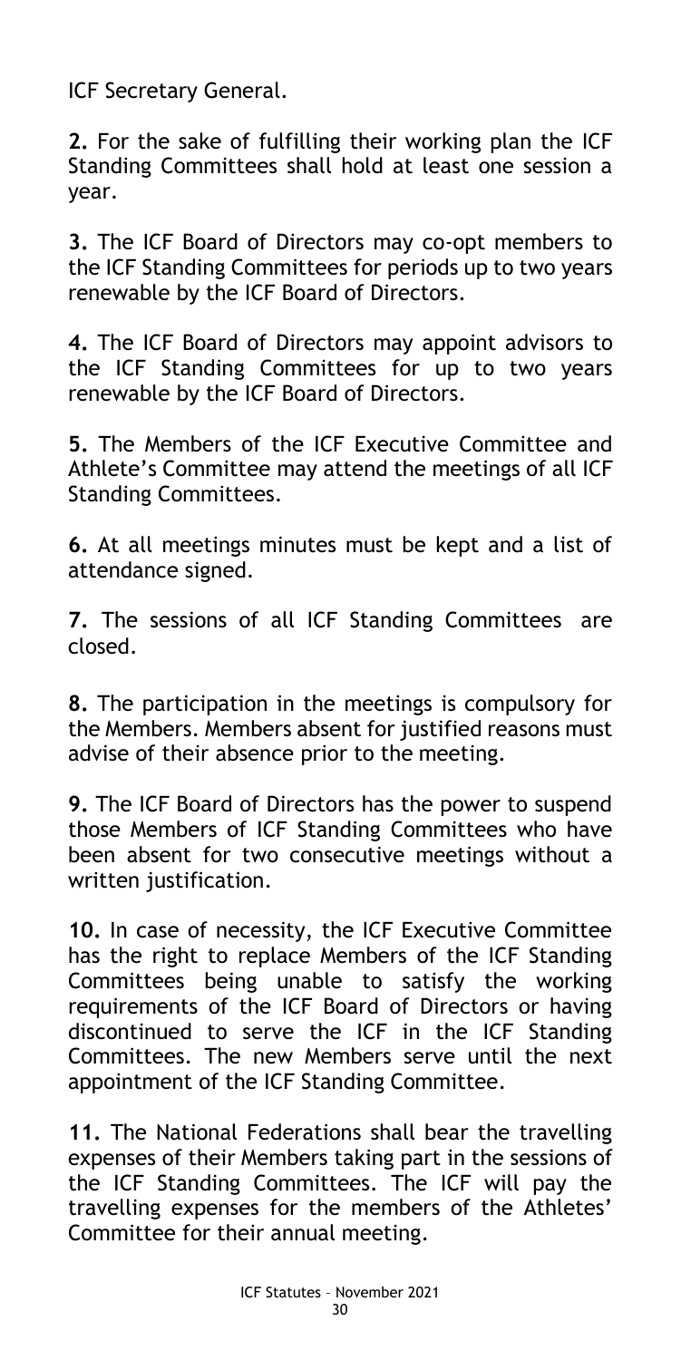ICF Secretary General.

**2.** For the sake of fulfilling their working plan the ICF Standing Committees shall hold at least one session a year.

**3.** The ICF Board of Directors may co-opt members to the ICF Standing Committees for periods up to two years renewable by the ICF Board of Directors.

**4.** The ICF Board of Directors may appoint advisors to the ICF Standing Committees for up to two years renewable by the ICF Board of Directors.

**5.** The Members of the ICF Executive Committee and Athlete's Committee may attend the meetings of all ICF Standing Committees.

**6.** At all meetings minutes must be kept and a list of attendance signed.

**7.** The sessions of all ICF Standing Committees are closed.

**8.** The participation in the meetings is compulsory for the Members. Members absent for justified reasons must advise of their absence prior to the meeting.

**9.** The ICF Board of Directors has the power to suspend those Members of ICF Standing Committees who have been absent for two consecutive meetings without a written justification.

**10.** In case of necessity, the ICF Executive Committee has the right to replace Members of the ICF Standing Committees being unable to satisfy the working requirements of the ICF Board of Directors or having discontinued to serve the ICF in the ICF Standing Committees. The new Members serve until the next appointment of the ICF Standing Committee.

**11.** The National Federations shall bear the travelling expenses of their Members taking part in the sessions of the ICF Standing Committees. The ICF will pay the travelling expenses for the members of the Athletes' Committee for their annual meeting.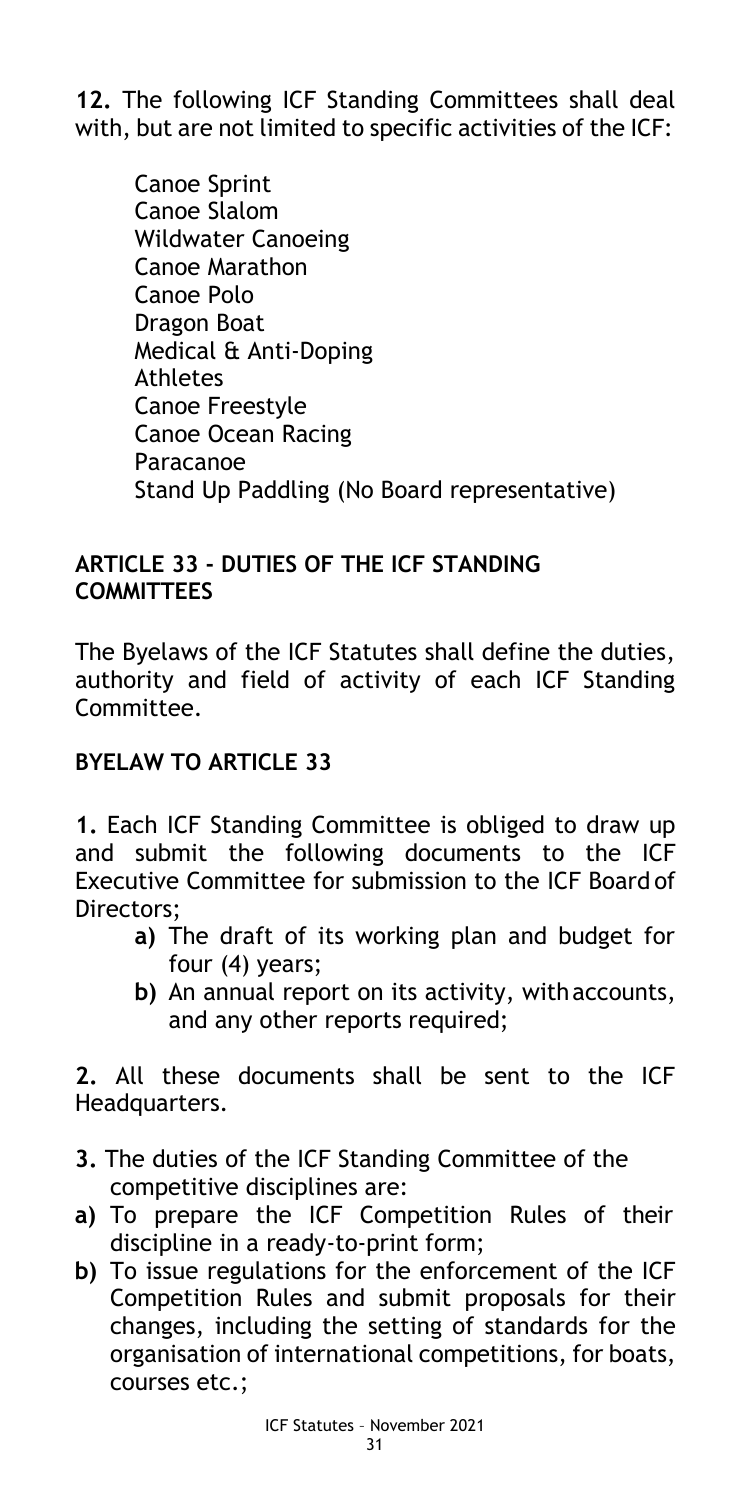**12.** The following ICF Standing Committees shall deal with, but are not limited to specific activities of the ICF:

Canoe Sprint
Canoe Slalom
Wildwater Canoeing
Canoe Marathon
Canoe Polo
Dragon Boat
Medical & Anti-Doping
Athletes
Canoe Freestyle
Canoe Ocean Racing
Paracanoe
Stand Up Paddling (No Board representative)

## ARTICLE 33 - DUTIES OF THE ICF STANDING COMMITTEES

The Byelaws of the ICF Statutes shall define the duties, authority and field of activity of each ICF Standing Committee.

### BYELAW TO ARTICLE 33

**1.** Each ICF Standing Committee is obliged to draw up and submit the following documents to the ICF Executive Committee for submission to the ICF Board of Directors;

- **a)** The draft of its working plan and budget for four (4) years;
- **b)** An annual report on its activity, with accounts, and any other reports required;

**2.** All these documents shall be sent to the ICF Headquarters.

**3.** The duties of the ICF Standing Committee of the competitive disciplines are:

- **a)** To prepare the ICF Competition Rules of their discipline in a ready-to-print form;
- **b)** To issue regulations for the enforcement of the ICF Competition Rules and submit proposals for their changes, including the setting of standards for the organisation of international competitions, for boats, courses etc.;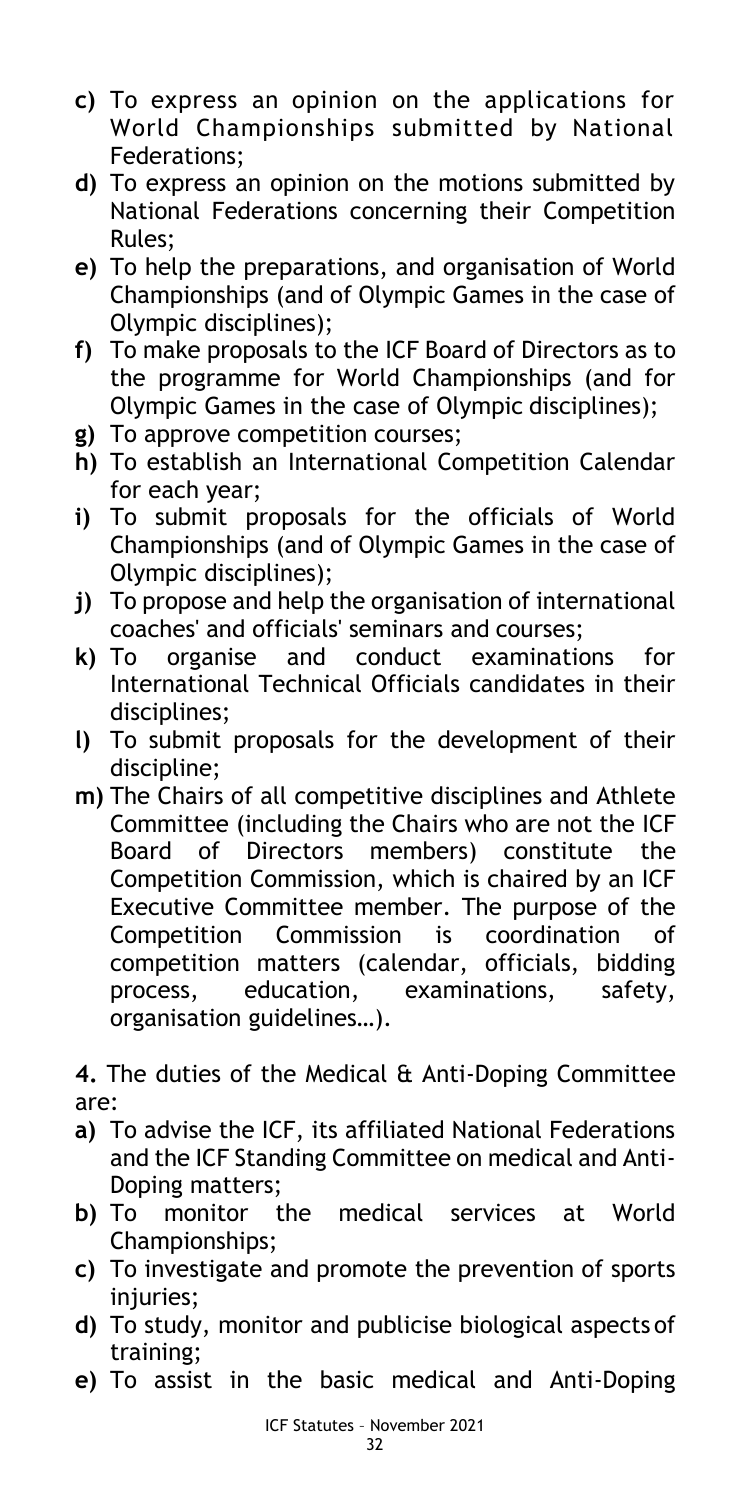- **c)** To express an opinion on the applications for World Championships submitted by National Federations;
- **d)** To express an opinion on the motions submitted by National Federations concerning their Competition Rules;
- **e)** To help the preparations, and organisation of World Championships (and of Olympic Games in the case of Olympic disciplines);
- **f)** To make proposals to the ICF Board of Directors as to the programme for World Championships (and for Olympic Games in the case of Olympic disciplines);
- **g)** To approve competition courses;
- **h)** To establish an International Competition Calendar for each year;
- **i)** To submit proposals for the officials of World Championships (and of Olympic Games in the case of Olympic disciplines);
- **j)** To propose and help the organisation of international coaches' and officials' seminars and courses;
- **k)** To organise and conduct examinations for International Technical Officials candidates in their disciplines;
- **l)** To submit proposals for the development of their discipline;
- **m)** The Chairs of all competitive disciplines and Athlete Committee (including the Chairs who are not the ICF Board of Directors members) constitute the Competition Commission, which is chaired by an ICF Executive Committee member. The purpose of the Competition Commission is coordination of competition matters (calendar, officials, bidding process, education, examinations, safety, organisation guidelines…).

**4.** The duties of the Medical & Anti-Doping Committee are:

- **a)** To advise the ICF, its affiliated National Federations and the ICF Standing Committee on medical and Anti-Doping matters;
- **b)** To monitor the medical services at World Championships;
- **c)** To investigate and promote the prevention of sports injuries;
- **d)** To study, monitor and publicise biological aspects of training;
- **e)** To assist in the basic medical and Anti-Doping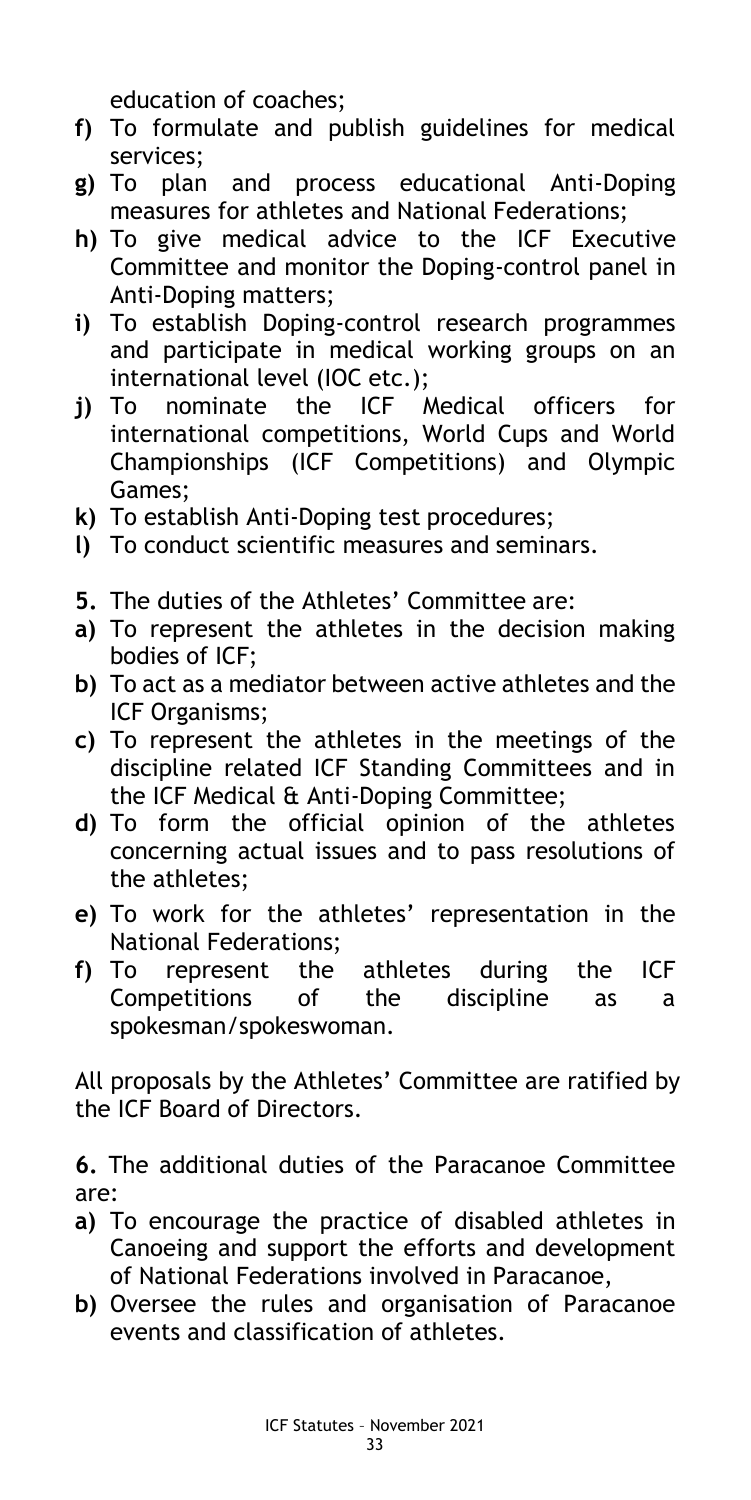education of coaches;

- **f)** To formulate and publish guidelines for medical services;
- **g)** To plan and process educational Anti-Doping measures for athletes and National Federations;
- **h)** To give medical advice to the ICF Executive Committee and monitor the Doping-control panel in Anti-Doping matters;
- **i)** To establish Doping-control research programmes and participate in medical working groups on an international level (IOC etc.);
- **j)** To nominate the ICF Medical officers for international competitions, World Cups and World Championships (ICF Competitions) and Olympic Games;
- **k)** To establish Anti-Doping test procedures;
- **l)** To conduct scientific measures and seminars.

**5.** The duties of the Athletes' Committee are:

- **a)** To represent the athletes in the decision making bodies of ICF;
- **b)** To act as a mediator between active athletes and the ICF Organisms;
- **c)** To represent the athletes in the meetings of the discipline related ICF Standing Committees and in the ICF Medical & Anti-Doping Committee;
- **d)** To form the official opinion of the athletes concerning actual issues and to pass resolutions of the athletes;
- **e)** To work for the athletes' representation in the National Federations;
- **f)** To represent the athletes during the ICF Competitions of the discipline as a spokesman/spokeswoman.

All proposals by the Athletes' Committee are ratified by the ICF Board of Directors.

**6.** The additional duties of the Paracanoe Committee are:

- **a)** To encourage the practice of disabled athletes in Canoeing and support the efforts and development of National Federations involved in Paracanoe,
- **b)** Oversee the rules and organisation of Paracanoe events and classification of athletes.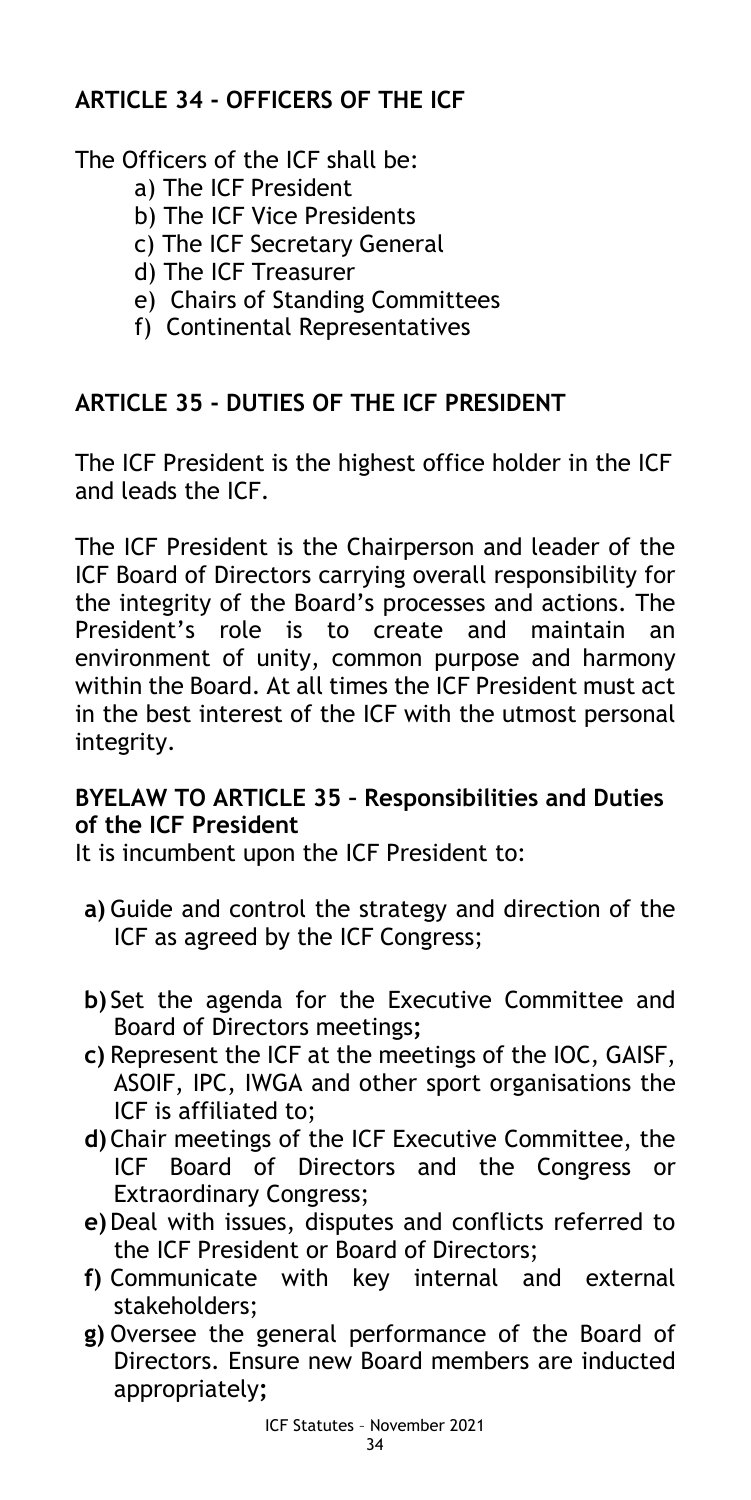## ARTICLE 34 - OFFICERS OF THE ICF

The Officers of the ICF shall be:

- a) The ICF President
- b) The ICF Vice Presidents
- c) The ICF Secretary General
- d) The ICF Treasurer
- e) Chairs of Standing Committees
- f) Continental Representatives

## ARTICLE 35 - DUTIES OF THE ICF PRESIDENT

The ICF President is the highest office holder in the ICF and leads the ICF.

The ICF President is the Chairperson and leader of the ICF Board of Directors carrying overall responsibility for the integrity of the Board's processes and actions. The President's role is to create and maintain an environment of unity, common purpose and harmony within the Board. At all times the ICF President must act in the best interest of the ICF with the utmost personal integrity.

### BYELAW TO ARTICLE 35 – Responsibilities and Duties of the ICF President

It is incumbent upon the ICF President to:

- **a)** Guide and control the strategy and direction of the ICF as agreed by the ICF Congress;
- **b)** Set the agenda for the Executive Committee and Board of Directors meetings;
- **c)** Represent the ICF at the meetings of the IOC, GAISF, ASOIF, IPC, IWGA and other sport organisations the ICF is affiliated to;
- **d)** Chair meetings of the ICF Executive Committee, the ICF Board of Directors and the Congress or Extraordinary Congress;
- **e)** Deal with issues, disputes and conflicts referred to the ICF President or Board of Directors;
- **f)** Communicate with key internal and external stakeholders;
- **g)** Oversee the general performance of the Board of Directors. Ensure new Board members are inducted appropriately;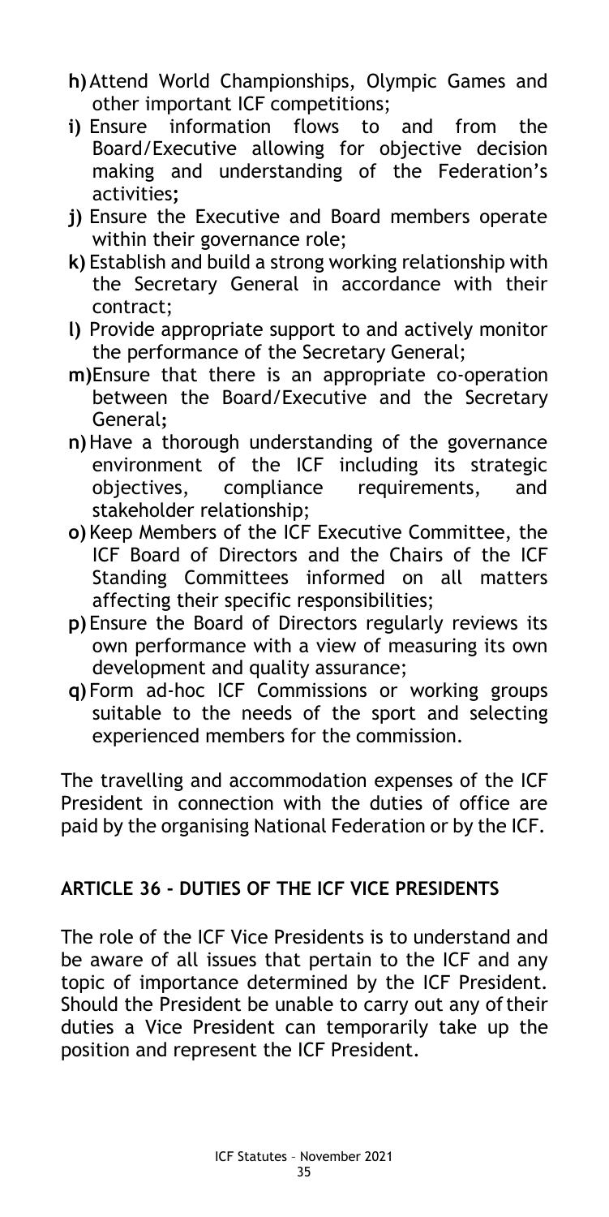**h)** Attend World Championships, Olympic Games and other important ICF competitions;

**i)** Ensure information flows to and from the Board/Executive allowing for objective decision making and understanding of the Federation's activities**;**

**j)** Ensure the Executive and Board members operate within their governance role;

**k)** Establish and build a strong working relationship with the Secretary General in accordance with their contract;

**l)** Provide appropriate support to and actively monitor the performance of the Secretary General;

**m)** Ensure that there is an appropriate co-operation between the Board/Executive and the Secretary General**;**

**n)** Have a thorough understanding of the governance environment of the ICF including its strategic objectives, compliance requirements, and stakeholder relationship;

**o)** Keep Members of the ICF Executive Committee, the ICF Board of Directors and the Chairs of the ICF Standing Committees informed on all matters affecting their specific responsibilities;

**p)** Ensure the Board of Directors regularly reviews its own performance with a view of measuring its own development and quality assurance;

**q)** Form ad-hoc ICF Commissions or working groups suitable to the needs of the sport and selecting experienced members for the commission.

The travelling and accommodation expenses of the ICF President in connection with the duties of office are paid by the organising National Federation or by the ICF.

## ARTICLE 36 - DUTIES OF THE ICF VICE PRESIDENTS

The role of the ICF Vice Presidents is to understand and be aware of all issues that pertain to the ICF and any topic of importance determined by the ICF President. Should the President be unable to carry out any of their duties a Vice President can temporarily take up the position and represent the ICF President.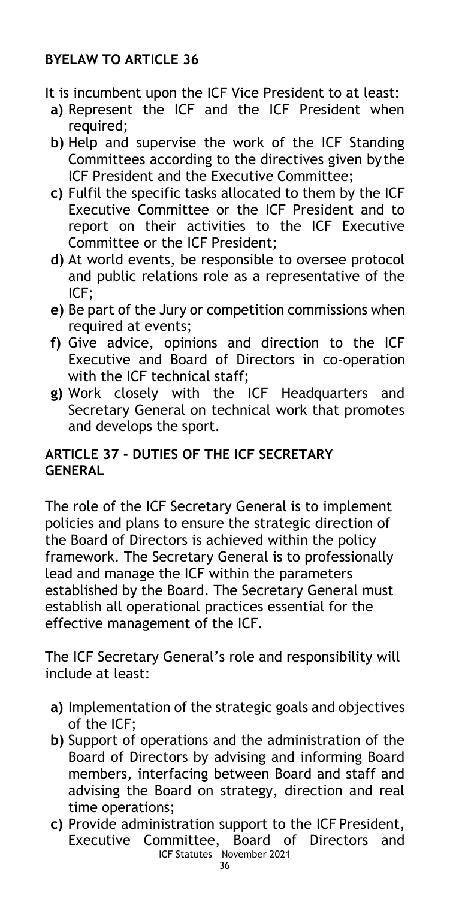## BYELAW TO ARTICLE 36

It is incumbent upon the ICF Vice President to at least:

- **a)** Represent the ICF and the ICF President when required;
- **b)** Help and supervise the work of the ICF Standing Committees according to the directives given by the ICF President and the Executive Committee;
- **c)** Fulfil the specific tasks allocated to them by the ICF Executive Committee or the ICF President and to report on their activities to the ICF Executive Committee or the ICF President;
- **d)** At world events, be responsible to oversee protocol and public relations role as a representative of the ICF;
- **e)** Be part of the Jury or competition commissions when required at events;
- **f)** Give advice, opinions and direction to the ICF Executive and Board of Directors in co-operation with the ICF technical staff;
- **g)** Work closely with the ICF Headquarters and Secretary General on technical work that promotes and develops the sport.

## ARTICLE 37 - DUTIES OF THE ICF SECRETARY GENERAL

The role of the ICF Secretary General is to implement policies and plans to ensure the strategic direction of the Board of Directors is achieved within the policy framework. The Secretary General is to professionally lead and manage the ICF within the parameters established by the Board. The Secretary General must establish all operational practices essential for the effective management of the ICF.

The ICF Secretary General's role and responsibility will include at least:

- **a)** Implementation of the strategic goals and objectives of the ICF;
- **b)** Support of operations and the administration of the Board of Directors by advising and informing Board members, interfacing between Board and staff and advising the Board on strategy, direction and real time operations;
- **c)** Provide administration support to the ICF President, Executive Committee, Board of Directors and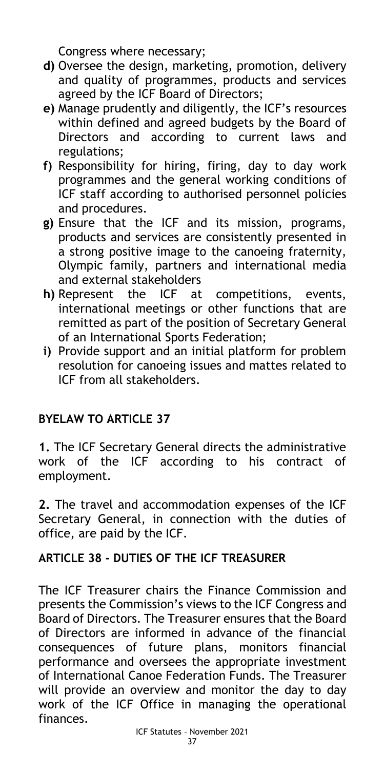Congress where necessary;

**d)** Oversee the design, marketing, promotion, delivery and quality of programmes, products and services agreed by the ICF Board of Directors;

**e)** Manage prudently and diligently, the ICF's resources within defined and agreed budgets by the Board of Directors and according to current laws and regulations;

**f)** Responsibility for hiring, firing, day to day work programmes and the general working conditions of ICF staff according to authorised personnel policies and procedures.

**g)** Ensure that the ICF and its mission, programs, products and services are consistently presented in a strong positive image to the canoeing fraternity, Olympic family, partners and international media and external stakeholders

**h)** Represent the ICF at competitions, events, international meetings or other functions that are remitted as part of the position of Secretary General of an International Sports Federation;

**i)** Provide support and an initial platform for problem resolution for canoeing issues and mattes related to ICF from all stakeholders.

## BYELAW TO ARTICLE 37

**1.** The ICF Secretary General directs the administrative work of the ICF according to his contract of employment.

**2.** The travel and accommodation expenses of the ICF Secretary General, in connection with the duties of office, are paid by the ICF.

## ARTICLE 38 - DUTIES OF THE ICF TREASURER

The ICF Treasurer chairs the Finance Commission and presents the Commission's views to the ICF Congress and Board of Directors. The Treasurer ensures that the Board of Directors are informed in advance of the financial consequences of future plans, monitors financial performance and oversees the appropriate investment of International Canoe Federation Funds. The Treasurer will provide an overview and monitor the day to day work of the ICF Office in managing the operational finances.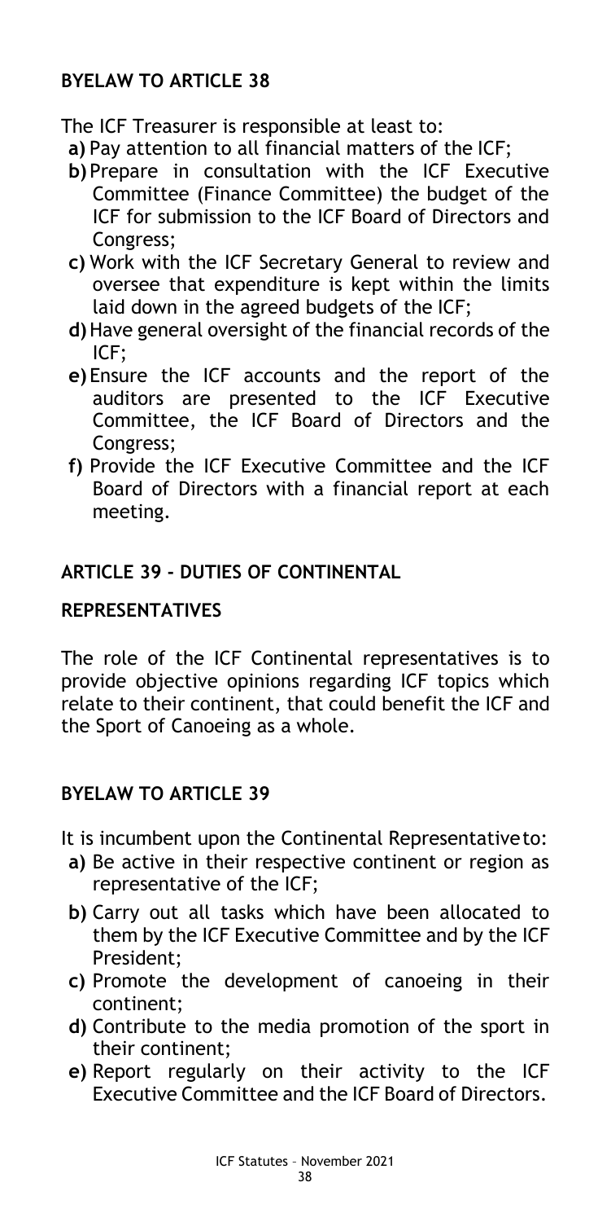### BYELAW TO ARTICLE 38

The ICF Treasurer is responsible at least to:

- **a)** Pay attention to all financial matters of the ICF;
- **b)** Prepare in consultation with the ICF Executive Committee (Finance Committee) the budget of the ICF for submission to the ICF Board of Directors and Congress;
- **c)** Work with the ICF Secretary General to review and oversee that expenditure is kept within the limits laid down in the agreed budgets of the ICF;
- **d)** Have general oversight of the financial records of the ICF;
- **e)** Ensure the ICF accounts and the report of the auditors are presented to the ICF Executive Committee, the ICF Board of Directors and the Congress;
- **f)** Provide the ICF Executive Committee and the ICF Board of Directors with a financial report at each meeting.

## ARTICLE 39 - DUTIES OF CONTINENTAL REPRESENTATIVES

The role of the ICF Continental representatives is to provide objective opinions regarding ICF topics which relate to their continent, that could benefit the ICF and the Sport of Canoeing as a whole.

### BYELAW TO ARTICLE 39

It is incumbent upon the Continental Representative to:

- **a)** Be active in their respective continent or region as representative of the ICF;
- **b)** Carry out all tasks which have been allocated to them by the ICF Executive Committee and by the ICF President;
- **c)** Promote the development of canoeing in their continent;
- **d)** Contribute to the media promotion of the sport in their continent;
- **e)** Report regularly on their activity to the ICF Executive Committee and the ICF Board of Directors.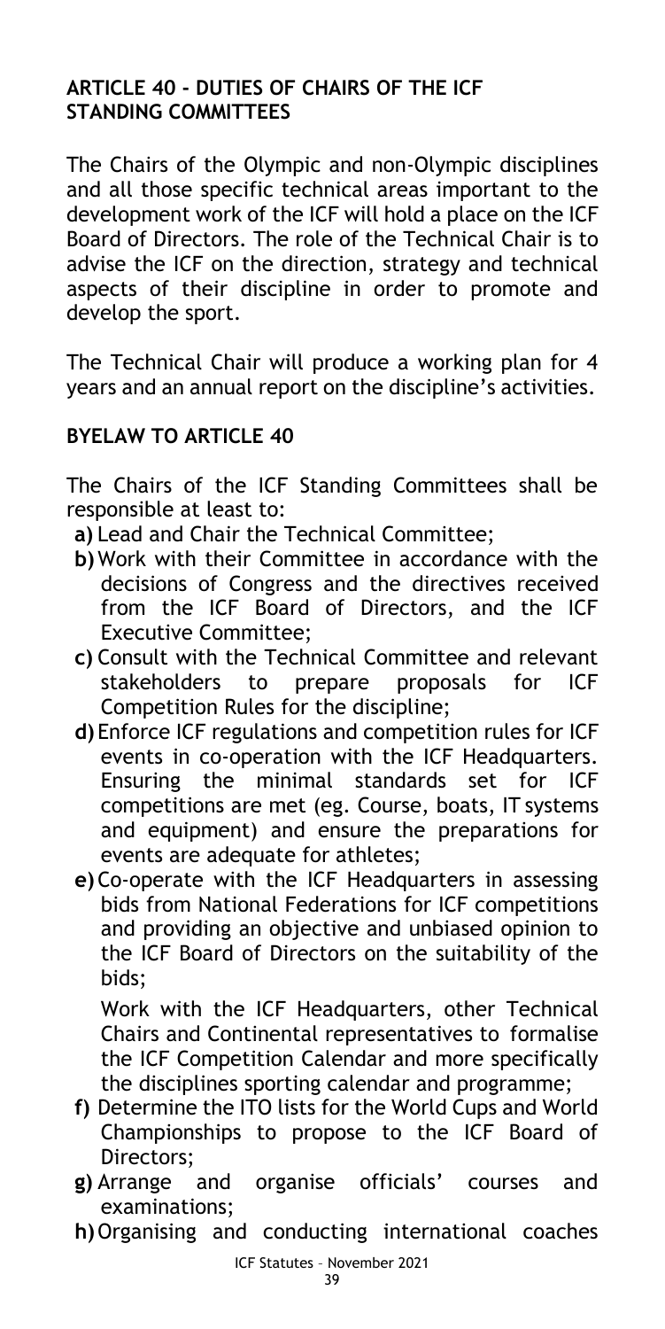## ARTICLE 40 - DUTIES OF CHAIRS OF THE ICF STANDING COMMITTEES

The Chairs of the Olympic and non-Olympic disciplines and all those specific technical areas important to the development work of the ICF will hold a place on the ICF Board of Directors. The role of the Technical Chair is to advise the ICF on the direction, strategy and technical aspects of their discipline in order to promote and develop the sport.

The Technical Chair will produce a working plan for 4 years and an annual report on the discipline's activities.

### BYELAW TO ARTICLE 40

The Chairs of the ICF Standing Committees shall be responsible at least to:

**a)** Lead and Chair the Technical Committee;

**b)** Work with their Committee in accordance with the decisions of Congress and the directives received from the ICF Board of Directors, and the ICF Executive Committee;

**c)** Consult with the Technical Committee and relevant stakeholders to prepare proposals for ICF Competition Rules for the discipline;

**d)** Enforce ICF regulations and competition rules for ICF events in co-operation with the ICF Headquarters. Ensuring the minimal standards set for ICF competitions are met (eg. Course, boats, IT systems and equipment) and ensure the preparations for events are adequate for athletes;

**e)** Co-operate with the ICF Headquarters in assessing bids from National Federations for ICF competitions and providing an objective and unbiased opinion to the ICF Board of Directors on the suitability of the bids;

Work with the ICF Headquarters, other Technical Chairs and Continental representatives to formalise the ICF Competition Calendar and more specifically the disciplines sporting calendar and programme;

**f)** Determine the ITO lists for the World Cups and World Championships to propose to the ICF Board of Directors;

**g)** Arrange and organise officials' courses and examinations;

**h)** Organising and conducting international coaches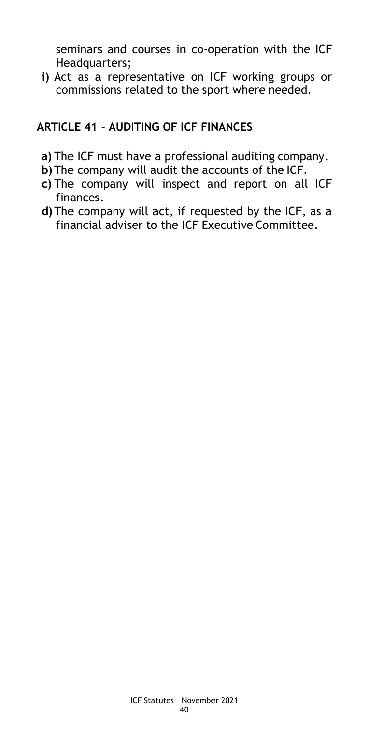seminars and courses in co-operation with the ICF Headquarters;

**i)** Act as a representative on ICF working groups or commissions related to the sport where needed.

## ARTICLE 41 - AUDITING OF ICF FINANCES

**a)** The ICF must have a professional auditing company.

**b)** The company will audit the accounts of the ICF.

**c)** The company will inspect and report on all ICF finances.

**d)** The company will act, if requested by the ICF, as a financial adviser to the ICF Executive Committee.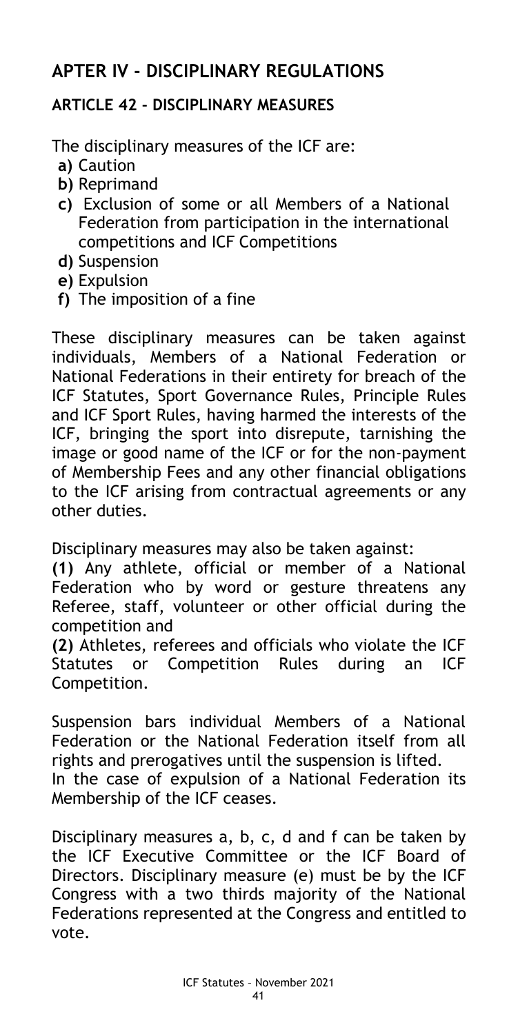## APTER IV - DISCIPLINARY REGULATIONS

### ARTICLE 42 - DISCIPLINARY MEASURES

The disciplinary measures of the ICF are:

- **a)** Caution
- **b)** Reprimand
- **c)** Exclusion of some or all Members of a National Federation from participation in the international competitions and ICF Competitions
- **d)** Suspension
- **e)** Expulsion
- **f)** The imposition of a fine

These disciplinary measures can be taken against individuals, Members of a National Federation or National Federations in their entirety for breach of the ICF Statutes, Sport Governance Rules, Principle Rules and ICF Sport Rules, having harmed the interests of the ICF, bringing the sport into disrepute, tarnishing the image or good name of the ICF or for the non-payment of Membership Fees and any other financial obligations to the ICF arising from contractual agreements or any other duties.

Disciplinary measures may also be taken against:
**(1)** Any athlete, official or member of a National Federation who by word or gesture threatens any Referee, staff, volunteer or other official during the competition and
**(2)** Athletes, referees and officials who violate the ICF Statutes or Competition Rules during an ICF Competition.

Suspension bars individual Members of a National Federation or the National Federation itself from all rights and prerogatives until the suspension is lifted.
In the case of expulsion of a National Federation its Membership of the ICF ceases.

Disciplinary measures a, b, c, d and f can be taken by the ICF Executive Committee or the ICF Board of Directors. Disciplinary measure (e) must be by the ICF Congress with a two thirds majority of the National Federations represented at the Congress and entitled to vote.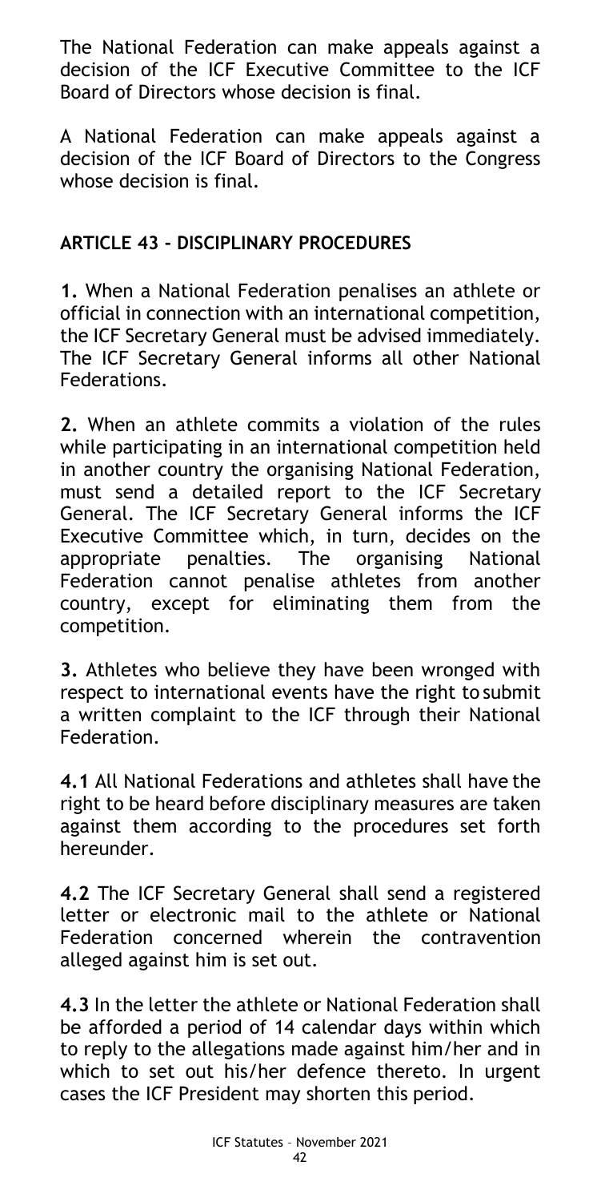The National Federation can make appeals against a decision of the ICF Executive Committee to the ICF Board of Directors whose decision is final.

A National Federation can make appeals against a decision of the ICF Board of Directors to the Congress whose decision is final.

## ARTICLE 43 - DISCIPLINARY PROCEDURES

**1.** When a National Federation penalises an athlete or official in connection with an international competition, the ICF Secretary General must be advised immediately. The ICF Secretary General informs all other National Federations.

**2.** When an athlete commits a violation of the rules while participating in an international competition held in another country the organising National Federation, must send a detailed report to the ICF Secretary General. The ICF Secretary General informs the ICF Executive Committee which, in turn, decides on the appropriate penalties. The organising National Federation cannot penalise athletes from another country, except for eliminating them from the competition.

**3.** Athletes who believe they have been wronged with respect to international events have the right to submit a written complaint to the ICF through their National Federation.

**4.1** All National Federations and athletes shall have the right to be heard before disciplinary measures are taken against them according to the procedures set forth hereunder.

**4.2** The ICF Secretary General shall send a registered letter or electronic mail to the athlete or National Federation concerned wherein the contravention alleged against him is set out.

**4.3** In the letter the athlete or National Federation shall be afforded a period of 14 calendar days within which to reply to the allegations made against him/her and in which to set out his/her defence thereto. In urgent cases the ICF President may shorten this period.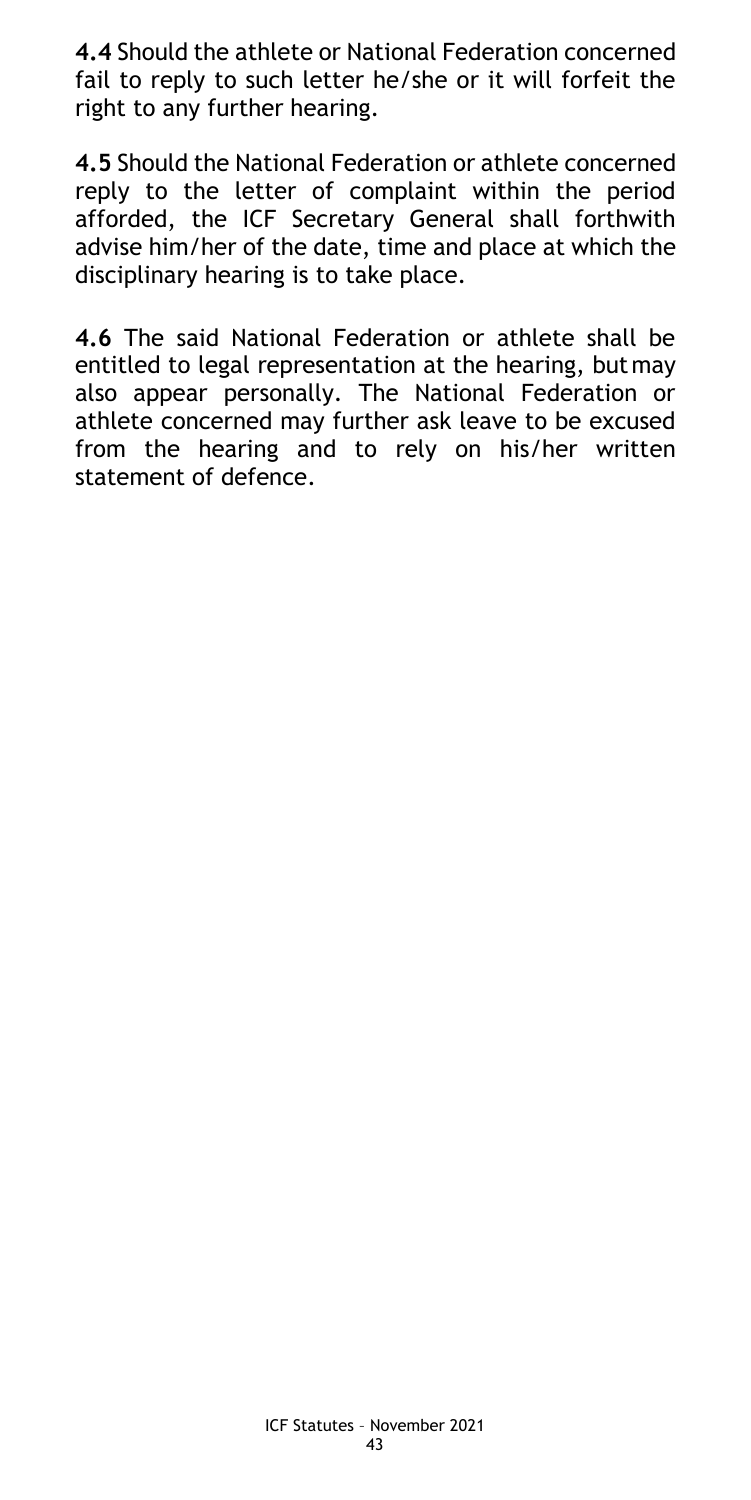**4.4** Should the athlete or National Federation concerned fail to reply to such letter he/she or it will forfeit the right to any further hearing.

**4.5** Should the National Federation or athlete concerned reply to the letter of complaint within the period afforded, the ICF Secretary General shall forthwith advise him/her of the date, time and place at which the disciplinary hearing is to take place.

**4.6** The said National Federation or athlete shall be entitled to legal representation at the hearing, but may also appear personally. The National Federation or athlete concerned may further ask leave to be excused from the hearing and to rely on his/her written statement of defence.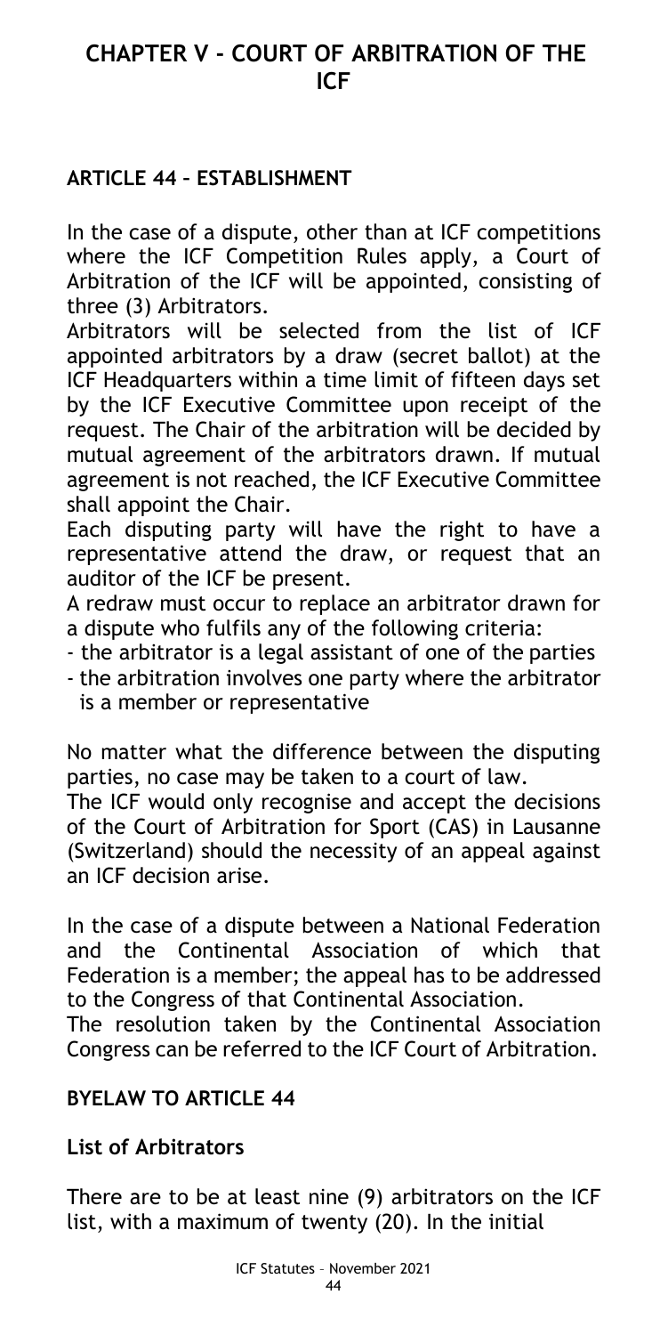# CHAPTER V - COURT OF ARBITRATION OF THE ICF

## ARTICLE 44 – ESTABLISHMENT

In the case of a dispute, other than at ICF competitions where the ICF Competition Rules apply, a Court of Arbitration of the ICF will be appointed, consisting of three (3) Arbitrators.

Arbitrators will be selected from the list of ICF appointed arbitrators by a draw (secret ballot) at the ICF Headquarters within a time limit of fifteen days set by the ICF Executive Committee upon receipt of the request. The Chair of the arbitration will be decided by mutual agreement of the arbitrators drawn. If mutual agreement is not reached, the ICF Executive Committee shall appoint the Chair.

Each disputing party will have the right to have a representative attend the draw, or request that an auditor of the ICF be present.

A redraw must occur to replace an arbitrator drawn for a dispute who fulfils any of the following criteria:

- the arbitrator is a legal assistant of one of the parties
- the arbitration involves one party where the arbitrator is a member or representative

No matter what the difference between the disputing parties, no case may be taken to a court of law.

The ICF would only recognise and accept the decisions of the Court of Arbitration for Sport (CAS) in Lausanne (Switzerland) should the necessity of an appeal against an ICF decision arise.

In the case of a dispute between a National Federation and the Continental Association of which that Federation is a member; the appeal has to be addressed to the Congress of that Continental Association.

The resolution taken by the Continental Association Congress can be referred to the ICF Court of Arbitration.

## BYELAW TO ARTICLE 44

### List of Arbitrators

There are to be at least nine (9) arbitrators on the ICF list, with a maximum of twenty (20). In the initial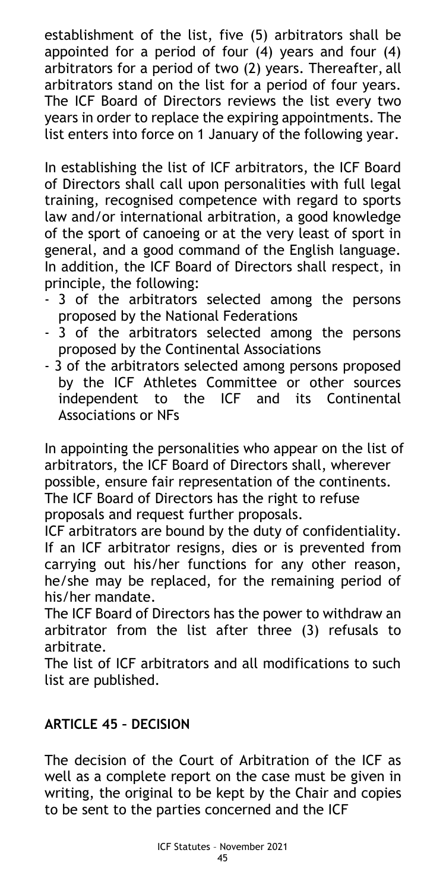establishment of the list, five (5) arbitrators shall be appointed for a period of four (4) years and four (4) arbitrators for a period of two (2) years. Thereafter, all arbitrators stand on the list for a period of four years. The ICF Board of Directors reviews the list every two years in order to replace the expiring appointments. The list enters into force on 1 January of the following year.

In establishing the list of ICF arbitrators, the ICF Board of Directors shall call upon personalities with full legal training, recognised competence with regard to sports law and/or international arbitration, a good knowledge of the sport of canoeing or at the very least of sport in general, and a good command of the English language. In addition, the ICF Board of Directors shall respect, in principle, the following:

- 3 of the arbitrators selected among the persons proposed by the National Federations
- 3 of the arbitrators selected among the persons proposed by the Continental Associations
- 3 of the arbitrators selected among persons proposed by the ICF Athletes Committee or other sources independent to the ICF and its Continental Associations or NFs

In appointing the personalities who appear on the list of arbitrators, the ICF Board of Directors shall, wherever possible, ensure fair representation of the continents. The ICF Board of Directors has the right to refuse proposals and request further proposals.

ICF arbitrators are bound by the duty of confidentiality.

If an ICF arbitrator resigns, dies or is prevented from carrying out his/her functions for any other reason, he/she may be replaced, for the remaining period of his/her mandate.

The ICF Board of Directors has the power to withdraw an arbitrator from the list after three (3) refusals to arbitrate.

The list of ICF arbitrators and all modifications to such list are published.

## ARTICLE 45 – DECISION

The decision of the Court of Arbitration of the ICF as well as a complete report on the case must be given in writing, the original to be kept by the Chair and copies to be sent to the parties concerned and the ICF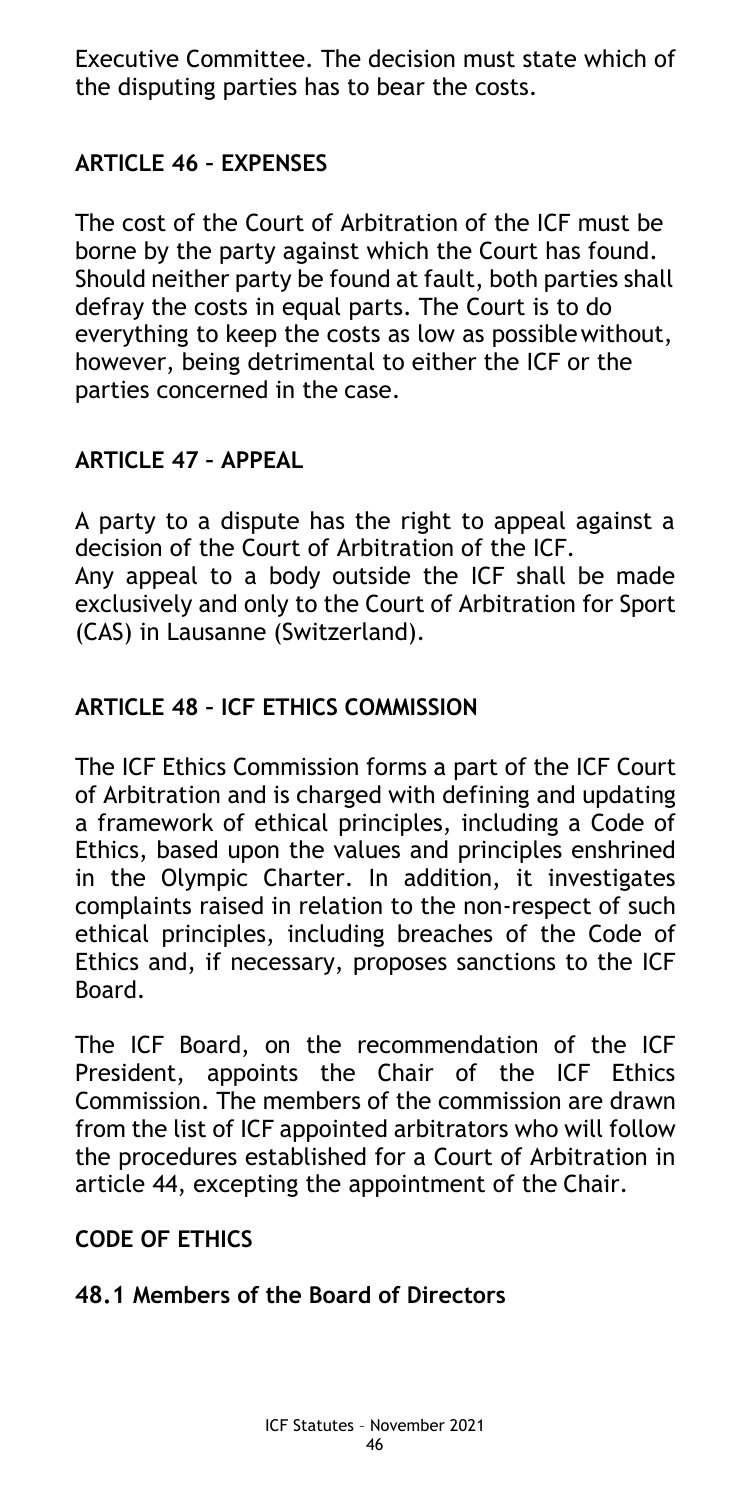Executive Committee. The decision must state which of the disputing parties has to bear the costs.

### ARTICLE 46 – EXPENSES

The cost of the Court of Arbitration of the ICF must be borne by the party against which the Court has found. Should neither party be found at fault, both parties shall defray the costs in equal parts. The Court is to do everything to keep the costs as low as possible without, however, being detrimental to either the ICF or the parties concerned in the case.

### ARTICLE 47 – APPEAL

A party to a dispute has the right to appeal against a decision of the Court of Arbitration of the ICF.
Any appeal to a body outside the ICF shall be made exclusively and only to the Court of Arbitration for Sport (CAS) in Lausanne (Switzerland).

### ARTICLE 48 – ICF ETHICS COMMISSION

The ICF Ethics Commission forms a part of the ICF Court of Arbitration and is charged with defining and updating a framework of ethical principles, including a Code of Ethics, based upon the values and principles enshrined in the Olympic Charter. In addition, it investigates complaints raised in relation to the non-respect of such ethical principles, including breaches of the Code of Ethics and, if necessary, proposes sanctions to the ICF Board.

The ICF Board, on the recommendation of the ICF President, appoints the Chair of the ICF Ethics Commission. The members of the commission are drawn from the list of ICF appointed arbitrators who will follow the procedures established for a Court of Arbitration in article 44, excepting the appointment of the Chair.

### CODE OF ETHICS

#### 48.1 Members of the Board of Directors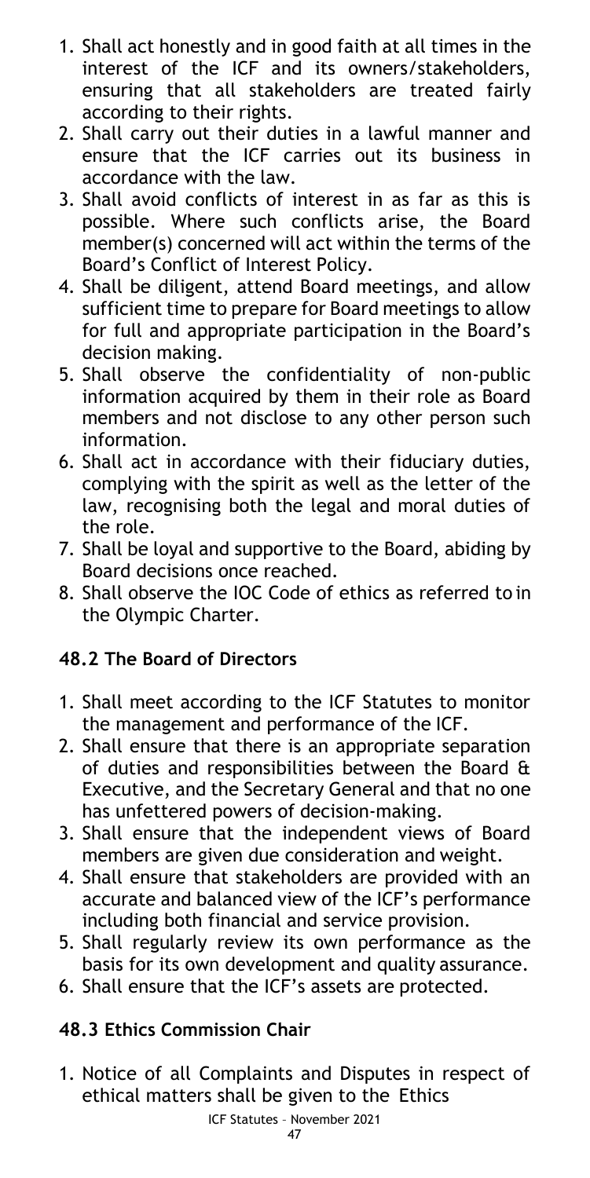1. Shall act honestly and in good faith at all times in the interest of the ICF and its owners/stakeholders, ensuring that all stakeholders are treated fairly according to their rights.
2. Shall carry out their duties in a lawful manner and ensure that the ICF carries out its business in accordance with the law.
3. Shall avoid conflicts of interest in as far as this is possible. Where such conflicts arise, the Board member(s) concerned will act within the terms of the Board's Conflict of Interest Policy.
4. Shall be diligent, attend Board meetings, and allow sufficient time to prepare for Board meetings to allow for full and appropriate participation in the Board's decision making.
5. Shall observe the confidentiality of non-public information acquired by them in their role as Board members and not disclose to any other person such information.
6. Shall act in accordance with their fiduciary duties, complying with the spirit as well as the letter of the law, recognising both the legal and moral duties of the role.
7. Shall be loyal and supportive to the Board, abiding by Board decisions once reached.
8. Shall observe the IOC Code of ethics as referred to in the Olympic Charter.

### 48.2 The Board of Directors

1. Shall meet according to the ICF Statutes to monitor the management and performance of the ICF.
2. Shall ensure that there is an appropriate separation of duties and responsibilities between the Board & Executive, and the Secretary General and that no one has unfettered powers of decision-making.
3. Shall ensure that the independent views of Board members are given due consideration and weight.
4. Shall ensure that stakeholders are provided with an accurate and balanced view of the ICF's performance including both financial and service provision.
5. Shall regularly review its own performance as the basis for its own development and quality assurance.
6. Shall ensure that the ICF's assets are protected.

### 48.3 Ethics Commission Chair

1. Notice of all Complaints and Disputes in respect of ethical matters shall be given to the Ethics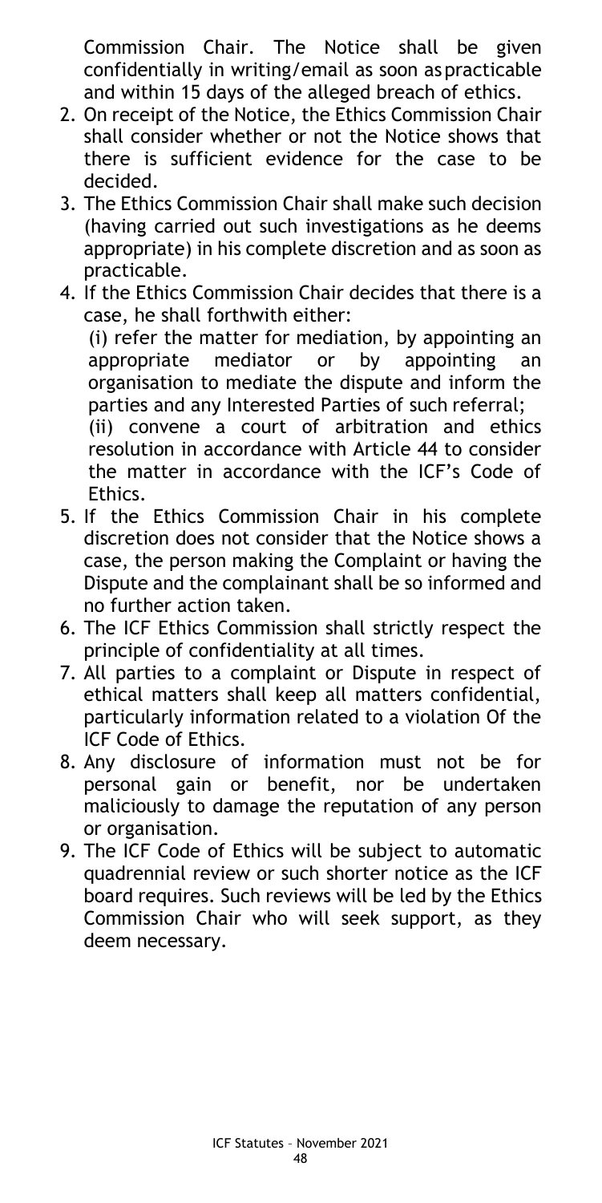Commission Chair. The Notice shall be given confidentially in writing/email as soon as practicable and within 15 days of the alleged breach of ethics.

2. On receipt of the Notice, the Ethics Commission Chair shall consider whether or not the Notice shows that there is sufficient evidence for the case to be decided.
3. The Ethics Commission Chair shall make such decision (having carried out such investigations as he deems appropriate) in his complete discretion and as soon as practicable.
4. If the Ethics Commission Chair decides that there is a case, he shall forthwith either:
   (i) refer the matter for mediation, by appointing an appropriate mediator or by appointing an organisation to mediate the dispute and inform the parties and any Interested Parties of such referral;
   (ii) convene a court of arbitration and ethics resolution in accordance with Article 44 to consider the matter in accordance with the ICF's Code of Ethics.
5. If the Ethics Commission Chair in his complete discretion does not consider that the Notice shows a case, the person making the Complaint or having the Dispute and the complainant shall be so informed and no further action taken.
6. The ICF Ethics Commission shall strictly respect the principle of confidentiality at all times.
7. All parties to a complaint or Dispute in respect of ethical matters shall keep all matters confidential, particularly information related to a violation Of the ICF Code of Ethics.
8. Any disclosure of information must not be for personal gain or benefit, nor be undertaken maliciously to damage the reputation of any person or organisation.
9. The ICF Code of Ethics will be subject to automatic quadrennial review or such shorter notice as the ICF board requires. Such reviews will be led by the Ethics Commission Chair who will seek support, as they deem necessary.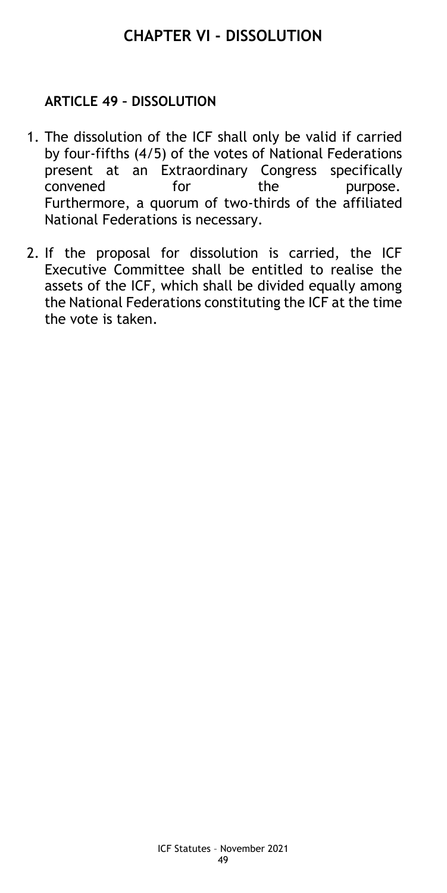# CHAPTER VI - DISSOLUTION

## ARTICLE 49 – DISSOLUTION

1. The dissolution of the ICF shall only be valid if carried by four-fifths (4/5) of the votes of National Federations present at an Extraordinary Congress specifically convened for the purpose. Furthermore, a quorum of two-thirds of the affiliated National Federations is necessary.

2. If the proposal for dissolution is carried, the ICF Executive Committee shall be entitled to realise the assets of the ICF, which shall be divided equally among the National Federations constituting the ICF at the time the vote is taken.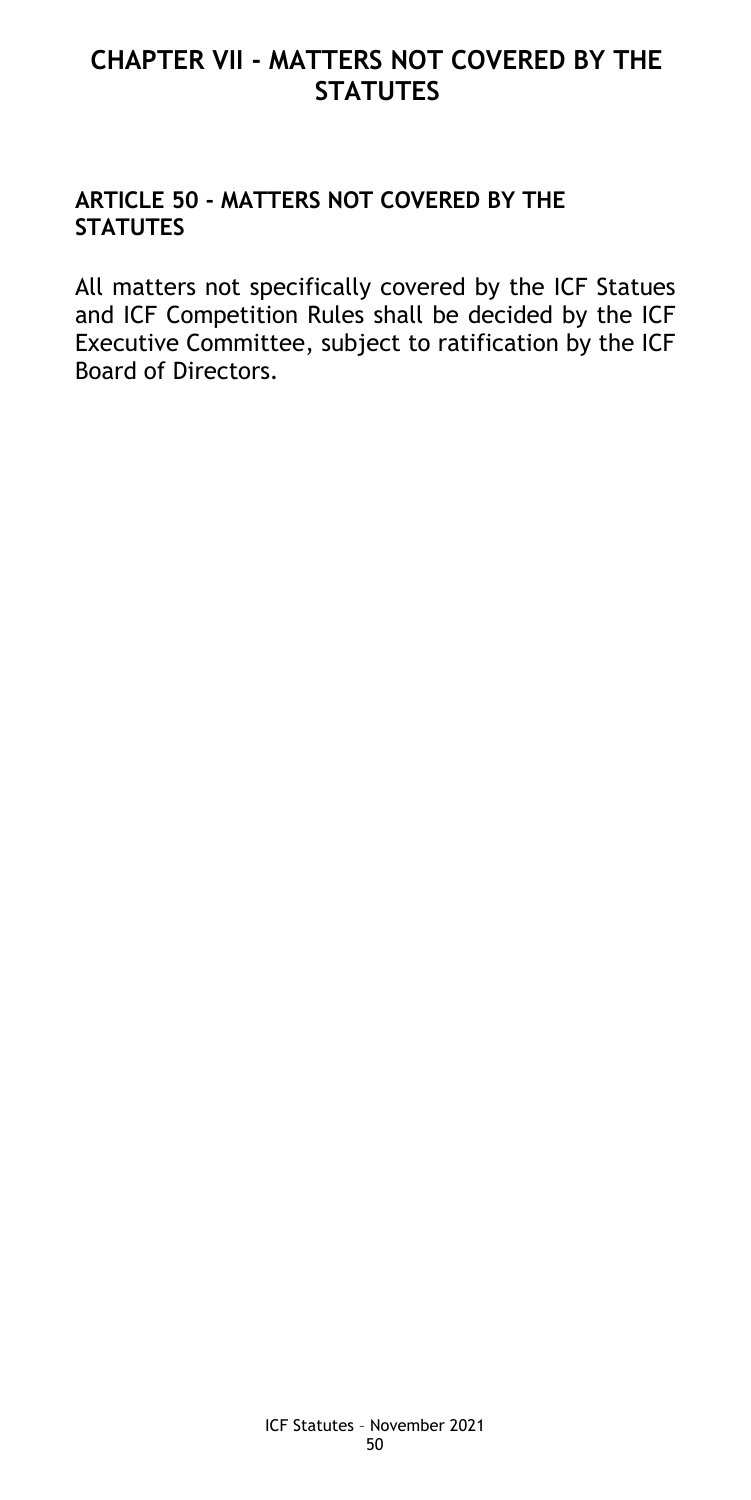# CHAPTER VII - MATTERS NOT COVERED BY THE STATUTES

## ARTICLE 50 - MATTERS NOT COVERED BY THE STATUTES

All matters not specifically covered by the ICF Statues and ICF Competition Rules shall be decided by the ICF Executive Committee, subject to ratification by the ICF Board of Directors.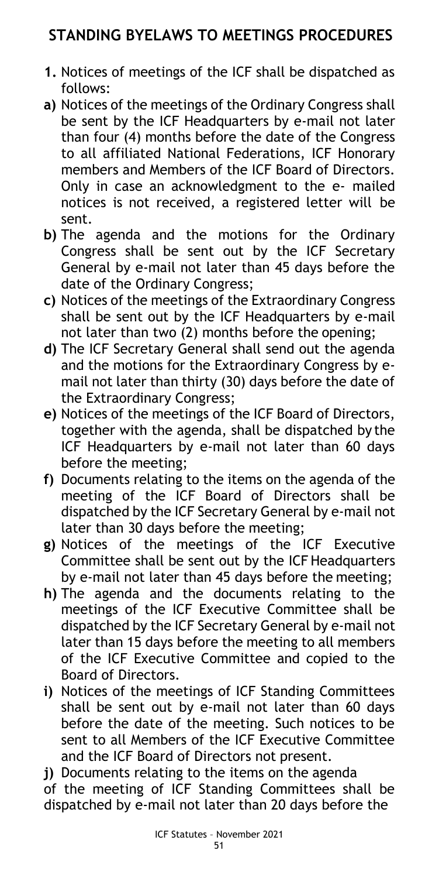## STANDING BYELAWS TO MEETINGS PROCEDURES

**1.** Notices of meetings of the ICF shall be dispatched as follows:

**a)** Notices of the meetings of the Ordinary Congress shall be sent by the ICF Headquarters by e-mail not later than four (4) months before the date of the Congress to all affiliated National Federations, ICF Honorary members and Members of the ICF Board of Directors. Only in case an acknowledgment to the e- mailed notices is not received, a registered letter will be sent.

**b)** The agenda and the motions for the Ordinary Congress shall be sent out by the ICF Secretary General by e-mail not later than 45 days before the date of the Ordinary Congress;

**c)** Notices of the meetings of the Extraordinary Congress shall be sent out by the ICF Headquarters by e-mail not later than two (2) months before the opening;

**d)** The ICF Secretary General shall send out the agenda and the motions for the Extraordinary Congress by e-mail not later than thirty (30) days before the date of the Extraordinary Congress;

**e)** Notices of the meetings of the ICF Board of Directors, together with the agenda, shall be dispatched by the ICF Headquarters by e-mail not later than 60 days before the meeting;

**f)** Documents relating to the items on the agenda of the meeting of the ICF Board of Directors shall be dispatched by the ICF Secretary General by e-mail not later than 30 days before the meeting;

**g)** Notices of the meetings of the ICF Executive Committee shall be sent out by the ICF Headquarters by e-mail not later than 45 days before the meeting;

**h)** The agenda and the documents relating to the meetings of the ICF Executive Committee shall be dispatched by the ICF Secretary General by e-mail not later than 15 days before the meeting to all members of the ICF Executive Committee and copied to the Board of Directors.

**i)** Notices of the meetings of ICF Standing Committees shall be sent out by e-mail not later than 60 days before the date of the meeting. Such notices to be sent to all Members of the ICF Executive Committee and the ICF Board of Directors not present.

**j)** Documents relating to the items on the agenda of the meeting of ICF Standing Committees shall be dispatched by e-mail not later than 20 days before the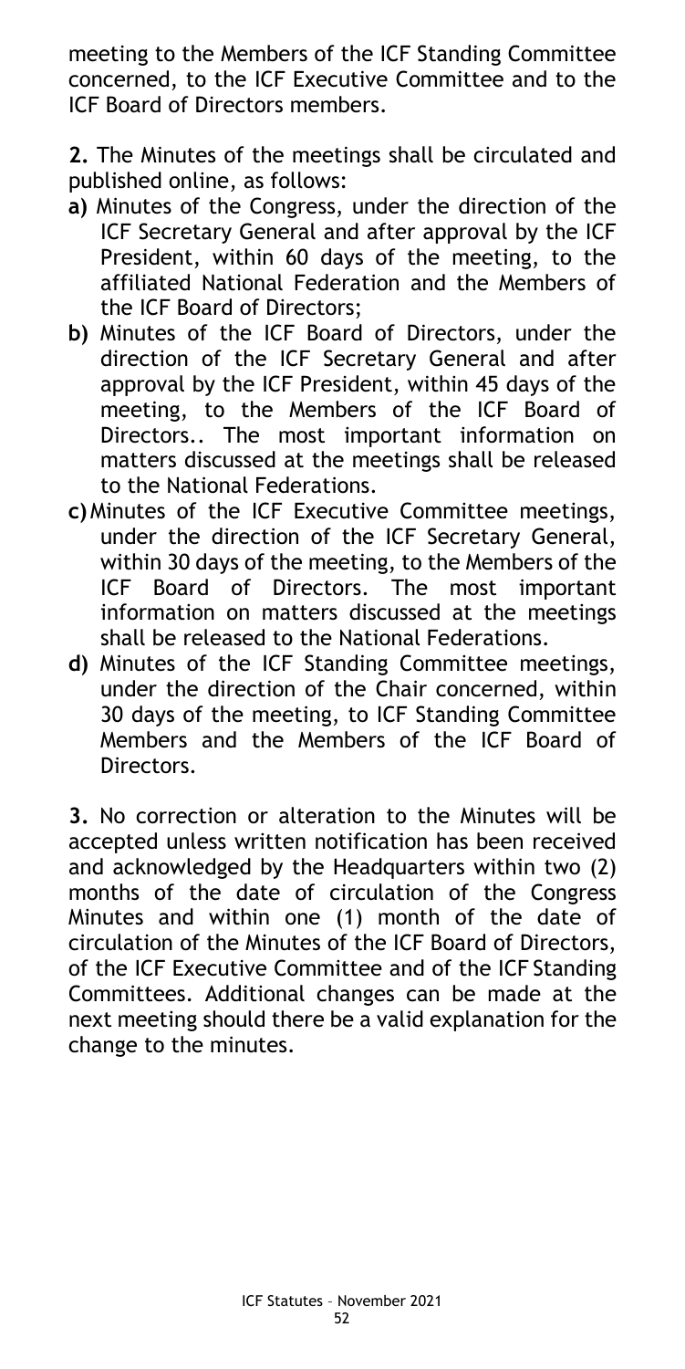meeting to the Members of the ICF Standing Committee concerned, to the ICF Executive Committee and to the ICF Board of Directors members.

**2.** The Minutes of the meetings shall be circulated and published online, as follows:

**a)** Minutes of the Congress, under the direction of the ICF Secretary General and after approval by the ICF President, within 60 days of the meeting, to the affiliated National Federation and the Members of the ICF Board of Directors;

**b)** Minutes of the ICF Board of Directors, under the direction of the ICF Secretary General and after approval by the ICF President, within 45 days of the meeting, to the Members of the ICF Board of Directors.. The most important information on matters discussed at the meetings shall be released to the National Federations.

**c)** Minutes of the ICF Executive Committee meetings, under the direction of the ICF Secretary General, within 30 days of the meeting, to the Members of the ICF Board of Directors. The most important information on matters discussed at the meetings shall be released to the National Federations.

**d)** Minutes of the ICF Standing Committee meetings, under the direction of the Chair concerned, within 30 days of the meeting, to ICF Standing Committee Members and the Members of the ICF Board of Directors.

**3.** No correction or alteration to the Minutes will be accepted unless written notification has been received and acknowledged by the Headquarters within two (2) months of the date of circulation of the Congress Minutes and within one (1) month of the date of circulation of the Minutes of the ICF Board of Directors, of the ICF Executive Committee and of the ICF Standing Committees. Additional changes can be made at the next meeting should there be a valid explanation for the change to the minutes.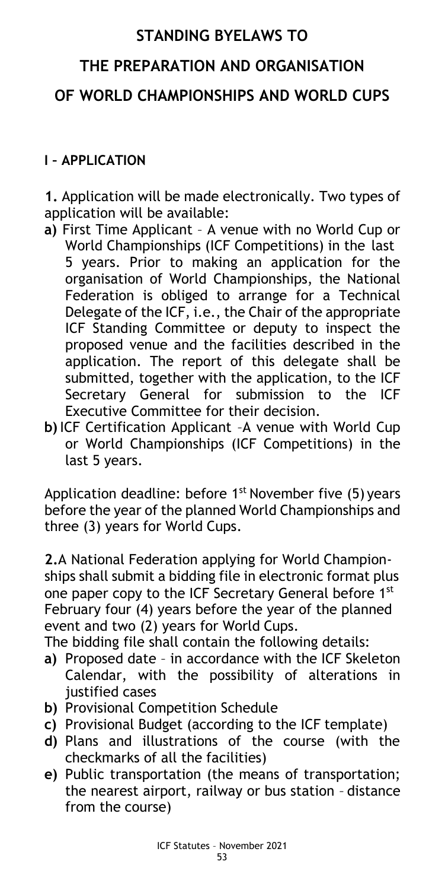# STANDING BYELAWS TO

# THE PREPARATION AND ORGANISATION

# OF WORLD CHAMPIONSHIPS AND WORLD CUPS

## I – APPLICATION

**1.** Application will be made electronically. Two types of application will be available:

- **a)** First Time Applicant – A venue with no World Cup or World Championships (ICF Competitions) in the last 5 years. Prior to making an application for the organisation of World Championships, the National Federation is obliged to arrange for a Technical Delegate of the ICF, i.e., the Chair of the appropriate ICF Standing Committee or deputy to inspect the proposed venue and the facilities described in the application. The report of this delegate shall be submitted, together with the application, to the ICF Secretary General for submission to the ICF Executive Committee for their decision.
- **b)** ICF Certification Applicant –A venue with World Cup or World Championships (ICF Competitions) in the last 5 years.

Application deadline: before 1st November five (5) years before the year of the planned World Championships and three (3) years for World Cups.

**2.** A National Federation applying for World Championships shall submit a bidding file in electronic format plus one paper copy to the ICF Secretary General before 1st February four (4) years before the year of the planned event and two (2) years for World Cups.

The bidding file shall contain the following details:

- **a)** Proposed date – in accordance with the ICF Skeleton Calendar, with the possibility of alterations in justified cases
- **b)** Provisional Competition Schedule
- **c)** Provisional Budget (according to the ICF template)
- **d)** Plans and illustrations of the course (with the checkmarks of all the facilities)
- **e)** Public transportation (the means of transportation; the nearest airport, railway or bus station – distance from the course)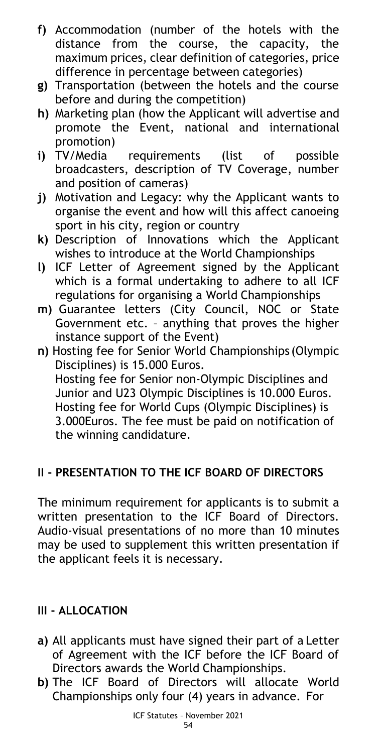**f)** Accommodation (number of the hotels with the distance from the course, the capacity, the maximum prices, clear definition of categories, price difference in percentage between categories)

**g)** Transportation (between the hotels and the course before and during the competition)

**h)** Marketing plan (how the Applicant will advertise and promote the Event, national and international promotion)

**i)** TV/Media requirements (list of possible broadcasters, description of TV Coverage, number and position of cameras)

**j)** Motivation and Legacy: why the Applicant wants to organise the event and how will this affect canoeing sport in his city, region or country

**k)** Description of Innovations which the Applicant wishes to introduce at the World Championships

**l)** ICF Letter of Agreement signed by the Applicant which is a formal undertaking to adhere to all ICF regulations for organising a World Championships

**m)** Guarantee letters (City Council, NOC or State Government etc. – anything that proves the higher instance support of the Event)

**n)** Hosting fee for Senior World Championships (Olympic Disciplines) is 15.000 Euros.
Hosting fee for Senior non-Olympic Disciplines and Junior and U23 Olympic Disciplines is 10.000 Euros.
Hosting fee for World Cups (Olympic Disciplines) is 3.000Euros. The fee must be paid on notification of the winning candidature.

## II - PRESENTATION TO THE ICF BOARD OF DIRECTORS

The minimum requirement for applicants is to submit a written presentation to the ICF Board of Directors. Audio-visual presentations of no more than 10 minutes may be used to supplement this written presentation if the applicant feels it is necessary.

## III - ALLOCATION

**a)** All applicants must have signed their part of a Letter of Agreement with the ICF before the ICF Board of Directors awards the World Championships.

**b)** The ICF Board of Directors will allocate World Championships only four (4) years in advance. For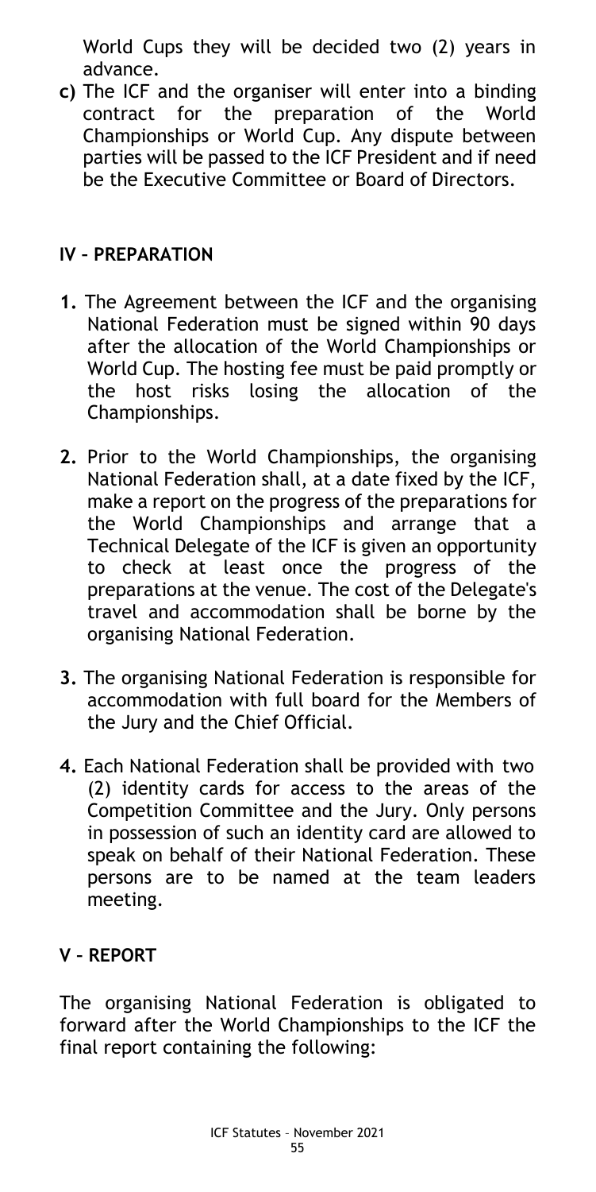World Cups they will be decided two (2) years in advance.

**c)** The ICF and the organiser will enter into a binding contract for the preparation of the World Championships or World Cup. Any dispute between parties will be passed to the ICF President and if need be the Executive Committee or Board of Directors.

## IV – PREPARATION

**1.** The Agreement between the ICF and the organising National Federation must be signed within 90 days after the allocation of the World Championships or World Cup. The hosting fee must be paid promptly or the host risks losing the allocation of the Championships.

**2.** Prior to the World Championships, the organising National Federation shall, at a date fixed by the ICF, make a report on the progress of the preparations for the World Championships and arrange that a Technical Delegate of the ICF is given an opportunity to check at least once the progress of the preparations at the venue. The cost of the Delegate's travel and accommodation shall be borne by the organising National Federation.

**3.** The organising National Federation is responsible for accommodation with full board for the Members of the Jury and the Chief Official.

**4.** Each National Federation shall be provided with two (2) identity cards for access to the areas of the Competition Committee and the Jury. Only persons in possession of such an identity card are allowed to speak on behalf of their National Federation. These persons are to be named at the team leaders meeting.

## V – REPORT

The organising National Federation is obligated to forward after the World Championships to the ICF the final report containing the following: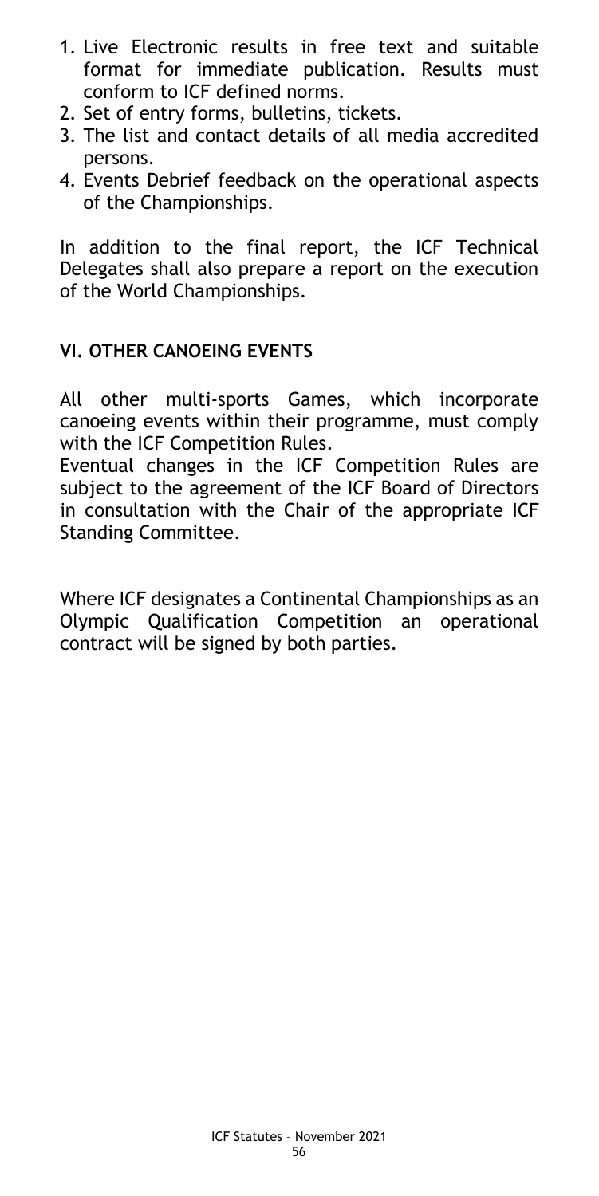1. Live Electronic results in free text and suitable format for immediate publication. Results must conform to ICF defined norms.
2. Set of entry forms, bulletins, tickets.
3. The list and contact details of all media accredited persons.
4. Events Debrief feedback on the operational aspects of the Championships.

In addition to the final report, the ICF Technical Delegates shall also prepare a report on the execution of the World Championships.

## VI. OTHER CANOEING EVENTS

All other multi-sports Games, which incorporate canoeing events within their programme, must comply with the ICF Competition Rules.
Eventual changes in the ICF Competition Rules are subject to the agreement of the ICF Board of Directors in consultation with the Chair of the appropriate ICF Standing Committee.

Where ICF designates a Continental Championships as an Olympic Qualification Competition an operational contract will be signed by both parties.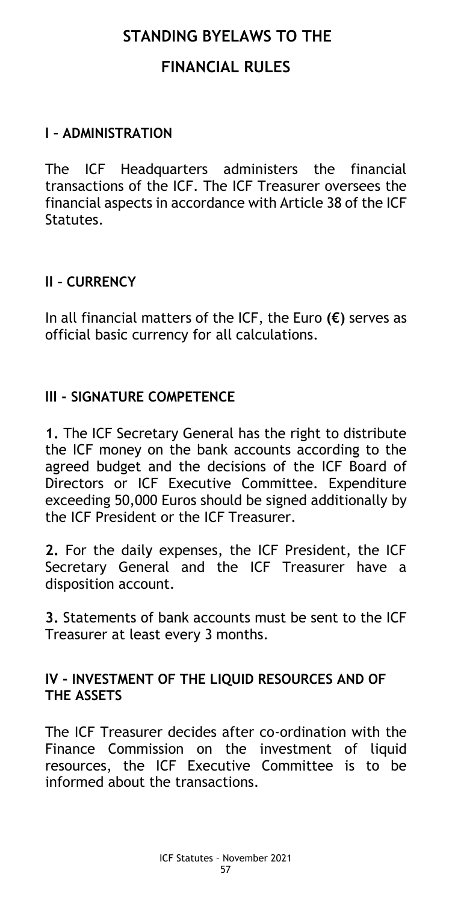# STANDING BYELAWS TO THE FINANCIAL RULES

## I – ADMINISTRATION

The ICF Headquarters administers the financial transactions of the ICF. The ICF Treasurer oversees the financial aspects in accordance with Article 38 of the ICF Statutes.

## II – CURRENCY

In all financial matters of the ICF, the Euro **(€)** serves as official basic currency for all calculations.

## III - SIGNATURE COMPETENCE

**1.** The ICF Secretary General has the right to distribute the ICF money on the bank accounts according to the agreed budget and the decisions of the ICF Board of Directors or ICF Executive Committee. Expenditure exceeding 50,000 Euros should be signed additionally by the ICF President or the ICF Treasurer.

**2.** For the daily expenses, the ICF President, the ICF Secretary General and the ICF Treasurer have a disposition account.

**3.** Statements of bank accounts must be sent to the ICF Treasurer at least every 3 months.

## IV - INVESTMENT OF THE LIQUID RESOURCES AND OF THE ASSETS

The ICF Treasurer decides after co-ordination with the Finance Commission on the investment of liquid resources, the ICF Executive Committee is to be informed about the transactions.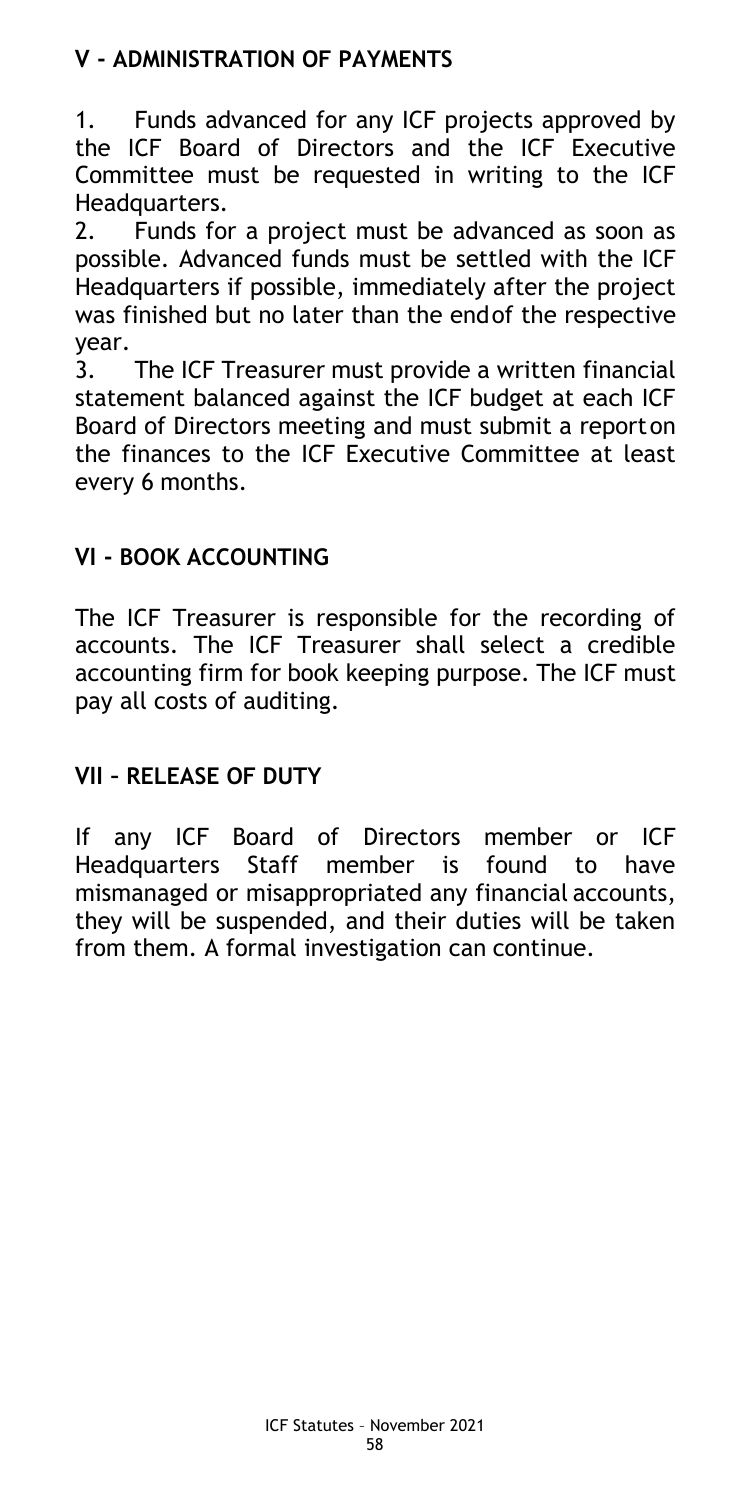## V - ADMINISTRATION OF PAYMENTS

1. Funds advanced for any ICF projects approved by the ICF Board of Directors and the ICF Executive Committee must be requested in writing to the ICF Headquarters.
2. Funds for a project must be advanced as soon as possible. Advanced funds must be settled with the ICF Headquarters if possible, immediately after the project was finished but no later than the endof the respective year.
3. The ICF Treasurer must provide a written financial statement balanced against the ICF budget at each ICF Board of Directors meeting and must submit a reporton the finances to the ICF Executive Committee at least every 6 months.

## VI - BOOK ACCOUNTING

The ICF Treasurer is responsible for the recording of accounts. The ICF Treasurer shall select a credible accounting firm for book keeping purpose. The ICF must pay all costs of auditing.

## VII – RELEASE OF DUTY

If any ICF Board of Directors member or ICF Headquarters Staff member is found to have mismanaged or misappropriated any financial accounts, they will be suspended, and their duties will be taken from them. A formal investigation can continue.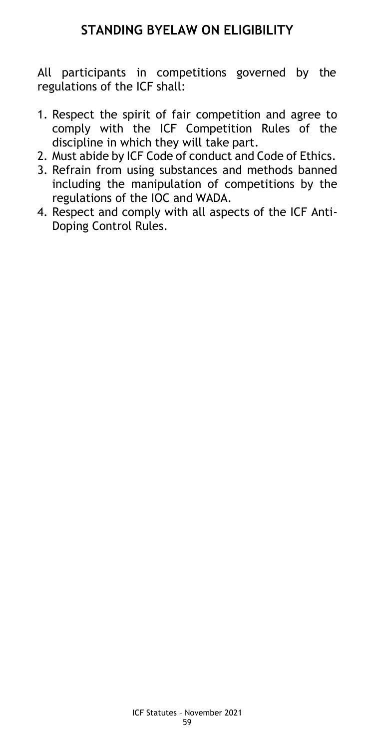## STANDING BYELAW ON ELIGIBILITY

All participants in competitions governed by the regulations of the ICF shall:

1. Respect the spirit of fair competition and agree to comply with the ICF Competition Rules of the discipline in which they will take part.
2. Must abide by ICF Code of conduct and Code of Ethics.
3. Refrain from using substances and methods banned including the manipulation of competitions by the regulations of the IOC and WADA.
4. Respect and comply with all aspects of the ICF Anti-Doping Control Rules.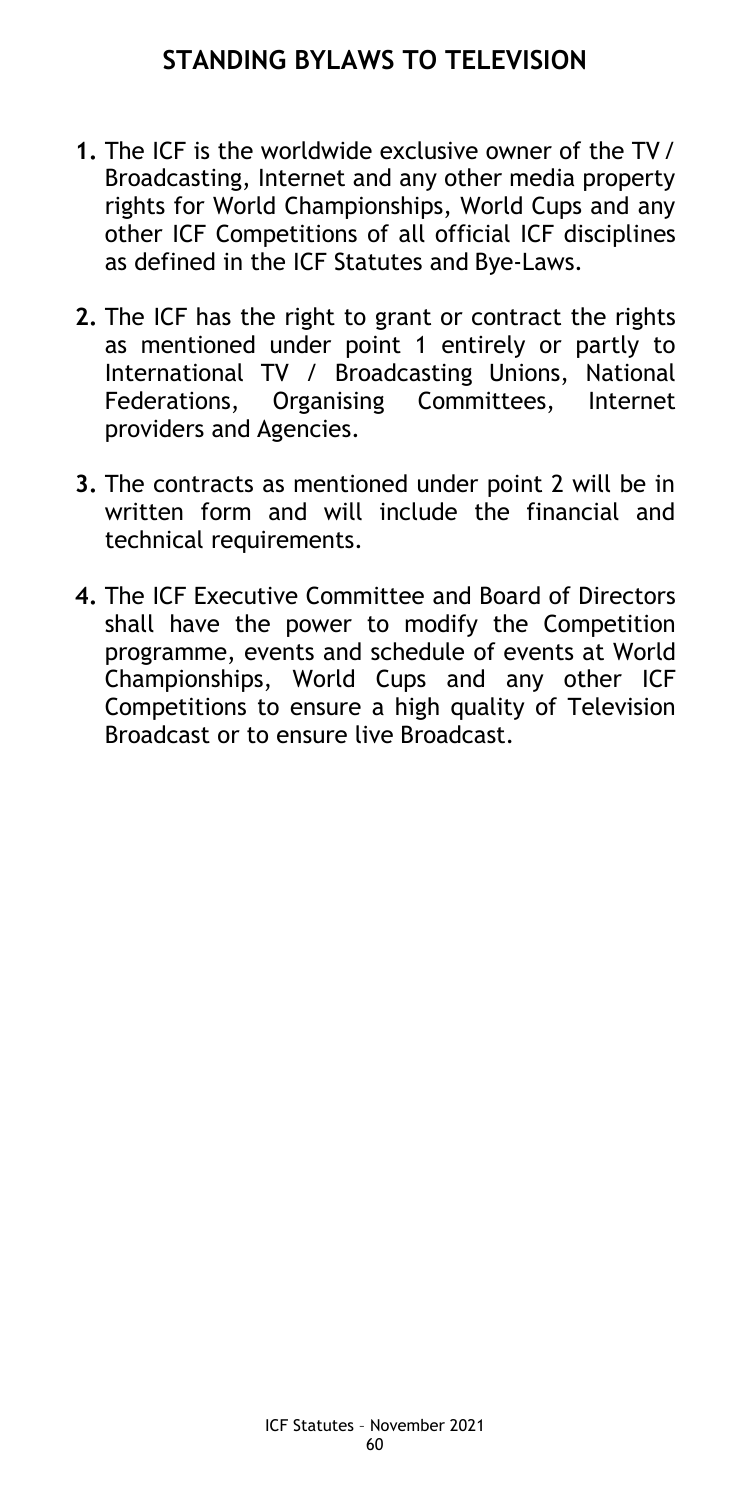## STANDING BYLAWS TO TELEVISION

**1.** The ICF is the worldwide exclusive owner of the TV / Broadcasting, Internet and any other media property rights for World Championships, World Cups and any other ICF Competitions of all official ICF disciplines as defined in the ICF Statutes and Bye-Laws.

**2.** The ICF has the right to grant or contract the rights as mentioned under point 1 entirely or partly to International TV / Broadcasting Unions, National Federations, Organising Committees, Internet providers and Agencies.

**3.** The contracts as mentioned under point 2 will be in written form and will include the financial and technical requirements.

**4.** The ICF Executive Committee and Board of Directors shall have the power to modify the Competition programme, events and schedule of events at World Championships, World Cups and any other ICF Competitions to ensure a high quality of Television Broadcast or to ensure live Broadcast.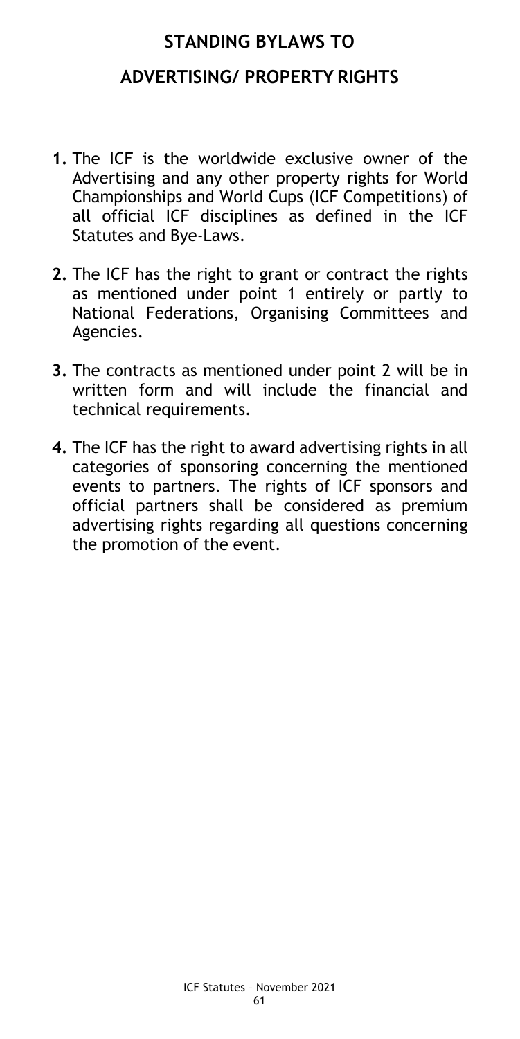## STANDING BYLAWS TO

## ADVERTISING/ PROPERTY RIGHTS

1. The ICF is the worldwide exclusive owner of the Advertising and any other property rights for World Championships and World Cups (ICF Competitions) of all official ICF disciplines as defined in the ICF Statutes and Bye-Laws.

2. The ICF has the right to grant or contract the rights as mentioned under point 1 entirely or partly to National Federations, Organising Committees and Agencies.

3. The contracts as mentioned under point 2 will be in written form and will include the financial and technical requirements.

4. The ICF has the right to award advertising rights in all categories of sponsoring concerning the mentioned events to partners. The rights of ICF sponsors and official partners shall be considered as premium advertising rights regarding all questions concerning the promotion of the event.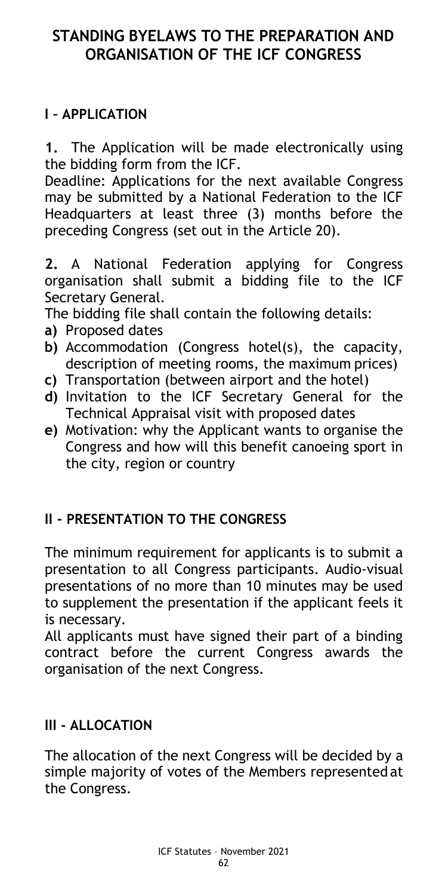# STANDING BYELAWS TO THE PREPARATION AND ORGANISATION OF THE ICF CONGRESS

## I – APPLICATION

**1.** The Application will be made electronically using the bidding form from the ICF.

Deadline: Applications for the next available Congress may be submitted by a National Federation to the ICF Headquarters at least three (3) months before the preceding Congress (set out in the Article 20).

**2.** A National Federation applying for Congress organisation shall submit a bidding file to the ICF Secretary General.

The bidding file shall contain the following details:

**a)** Proposed dates

**b)** Accommodation (Congress hotel(s), the capacity, description of meeting rooms, the maximum prices)

**c)** Transportation (between airport and the hotel)

**d)** Invitation to the ICF Secretary General for the Technical Appraisal visit with proposed dates

**e)** Motivation: why the Applicant wants to organise the Congress and how will this benefit canoeing sport in the city, region or country

## II - PRESENTATION TO THE CONGRESS

The minimum requirement for applicants is to submit a presentation to all Congress participants. Audio-visual presentations of no more than 10 minutes may be used to supplement the presentation if the applicant feels it is necessary.

All applicants must have signed their part of a binding contract before the current Congress awards the organisation of the next Congress.

## III - ALLOCATION

The allocation of the next Congress will be decided by a simple majority of votes of the Members represented at the Congress.